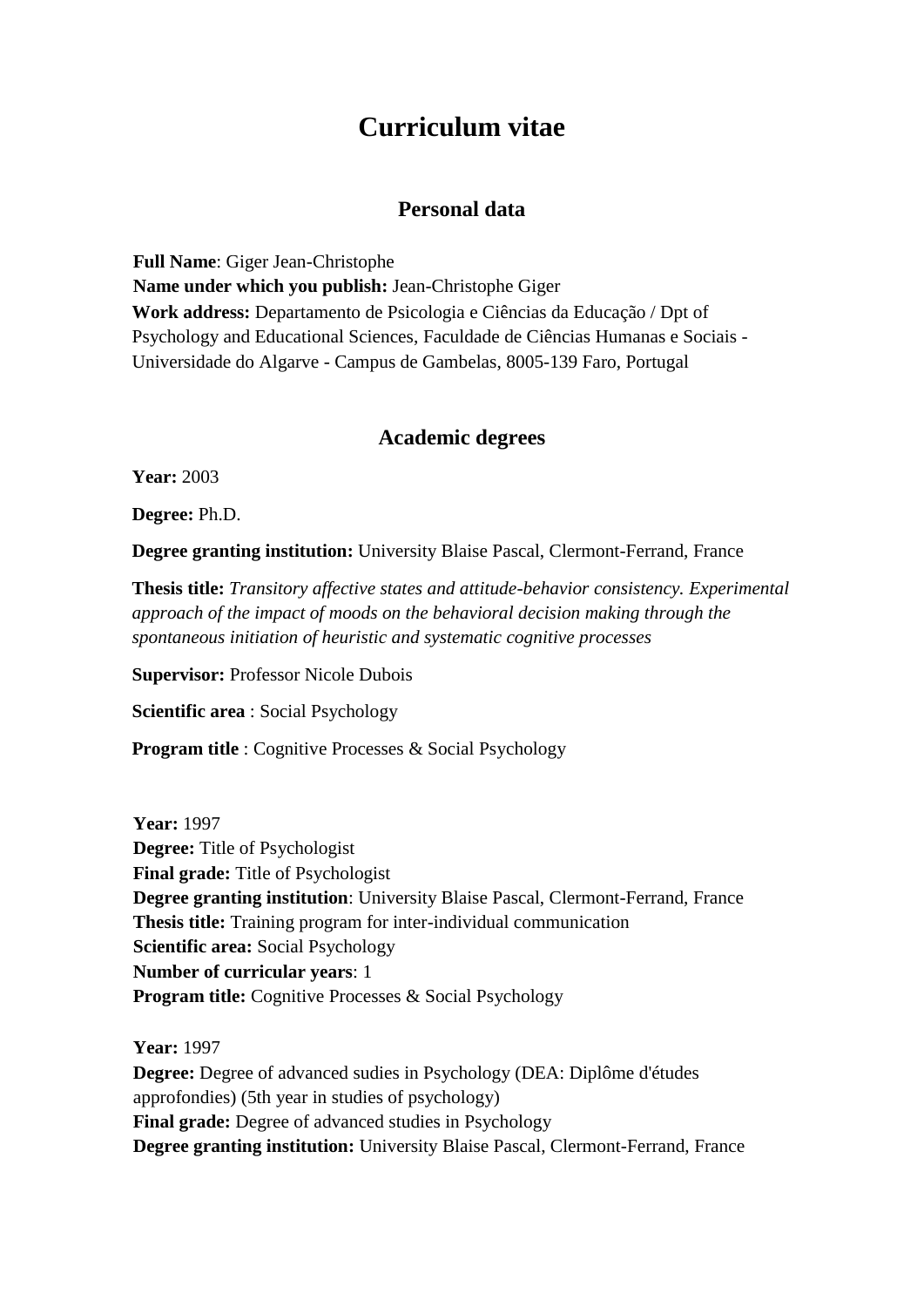# Curriculum vitae

## Personal data

**Full Name**: Giger Jean-Christophe
**Name under which you publish:** Jean-Christophe Giger
**Work address:** Departamento de Psicologia e Ciências da Educação / Dpt of Psychology and Educational Sciences, Faculdade de Ciências Humanas e Sociais - Universidade do Algarve - Campus de Gambelas, 8005-139 Faro, Portugal

## Academic degrees

**Year:** 2003

**Degree:** Ph.D.

**Degree granting institution:** University Blaise Pascal, Clermont-Ferrand, France

**Thesis title:** *Transitory affective states and attitude-behavior consistency. Experimental approach of the impact of moods on the behavioral decision making through the spontaneous initiation of heuristic and systematic cognitive processes*

**Supervisor:** Professor Nicole Dubois

**Scientific area** : Social Psychology

**Program title** : Cognitive Processes & Social Psychology

**Year:** 1997
**Degree:** Title of Psychologist
**Final grade:** Title of Psychologist
**Degree granting institution**: University Blaise Pascal, Clermont-Ferrand, France
**Thesis title:** Training program for inter-individual communication
**Scientific area:** Social Psychology
**Number of curricular years**: 1
**Program title:** Cognitive Processes & Social Psychology

**Year:** 1997
**Degree:** Degree of advanced sudies in Psychology (DEA: Diplôme d'études approfondies) (5th year in studies of psychology)
**Final grade:** Degree of advanced studies in Psychology
**Degree granting institution:** University Blaise Pascal, Clermont-Ferrand, France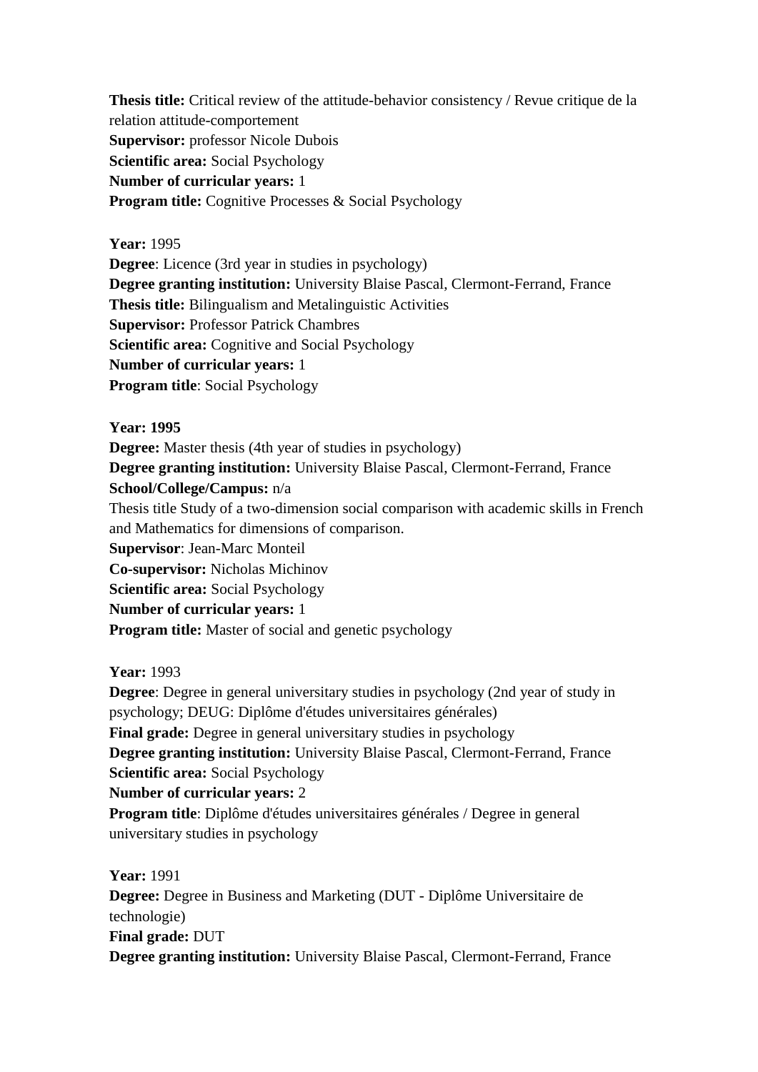**Thesis title:** Critical review of the attitude-behavior consistency / Revue critique de la relation attitude-comportement
**Supervisor:** professor Nicole Dubois
**Scientific area:** Social Psychology
**Number of curricular years:** 1
**Program title:** Cognitive Processes & Social Psychology

**Year:** 1995
**Degree**: Licence (3rd year in studies in psychology)
**Degree granting institution:** University Blaise Pascal, Clermont-Ferrand, France
**Thesis title:** Bilingualism and Metalinguistic Activities
**Supervisor:** Professor Patrick Chambres
**Scientific area:** Cognitive and Social Psychology
**Number of curricular years:** 1
**Program title**: Social Psychology

**Year: 1995**
**Degree:** Master thesis (4th year of studies in psychology)
**Degree granting institution:** University Blaise Pascal, Clermont-Ferrand, France
**School/College/Campus:** n/a
Thesis title Study of a two-dimension social comparison with academic skills in French and Mathematics for dimensions of comparison.
**Supervisor**: Jean-Marc Monteil
**Co-supervisor:** Nicholas Michinov
**Scientific area:** Social Psychology
**Number of curricular years:** 1
**Program title:** Master of social and genetic psychology

**Year:** 1993
**Degree**: Degree in general universitary studies in psychology (2nd year of study in psychology; DEUG: Diplôme d'études universitaires générales)
**Final grade:** Degree in general universitary studies in psychology
**Degree granting institution:** University Blaise Pascal, Clermont-Ferrand, France
**Scientific area:** Social Psychology
**Number of curricular years:** 2
**Program title**: Diplôme d'études universitaires générales / Degree in general universitary studies in psychology

**Year:** 1991
**Degree:** Degree in Business and Marketing (DUT - Diplôme Universitaire de technologie)
**Final grade:** DUT
**Degree granting institution:** University Blaise Pascal, Clermont-Ferrand, France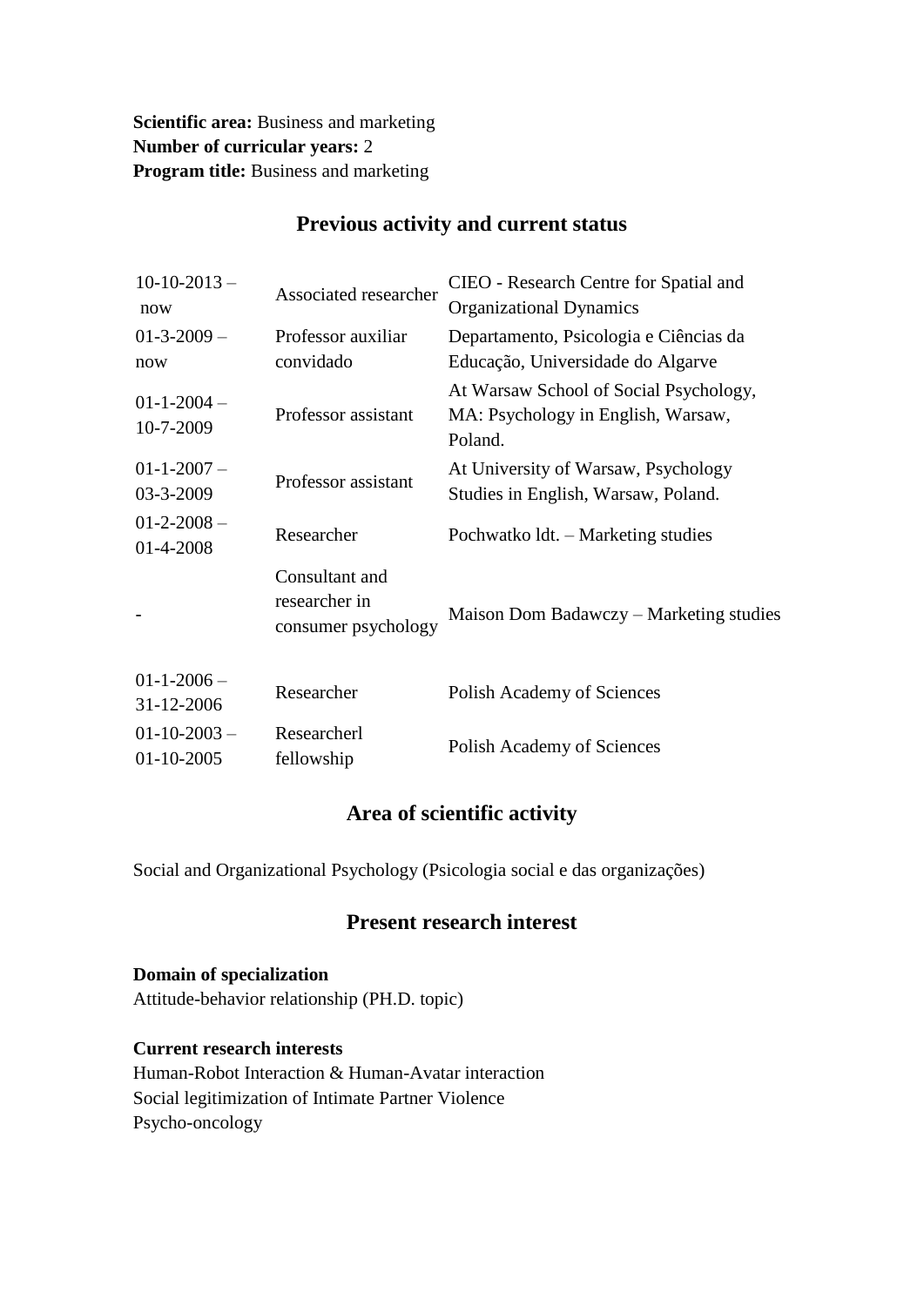**Scientific area:** Business and marketing
**Number of curricular years:** 2
**Program title:** Business and marketing

## Previous activity and current status

| | | |
|---|---|---|
| 10-10-2013 – now | Associated researcher | CIEO - Research Centre for Spatial and Organizational Dynamics |
| 01-3-2009 – now | Professor auxiliar convidado | Departamento, Psicologia e Ciências da Educação, Universidade do Algarve |
| 01-1-2004 – 10-7-2009 | Professor assistant | At Warsaw School of Social Psychology, MA: Psychology in English, Warsaw, Poland. |
| 01-1-2007 – 03-3-2009 | Professor assistant | At University of Warsaw, Psychology Studies in English, Warsaw, Poland. |
| 01-2-2008 – 01-4-2008 | Researcher | Pochwatko ldt. – Marketing studies |
| - | Consultant and researcher in consumer psychology | Maison Dom Badawczy – Marketing studies |
| 01-1-2006 – 31-12-2006 | Researcher | Polish Academy of Sciences |
| 01-10-2003 – 01-10-2005 | Researcherl fellowship | Polish Academy of Sciences |

## Area of scientific activity

Social and Organizational Psychology (Psicologia social e das organizações)

## Present research interest

**Domain of specialization**
Attitude-behavior relationship (PH.D. topic)

**Current research interests**
Human-Robot Interaction & Human-Avatar interaction
Social legitimization of Intimate Partner Violence
Psycho-oncology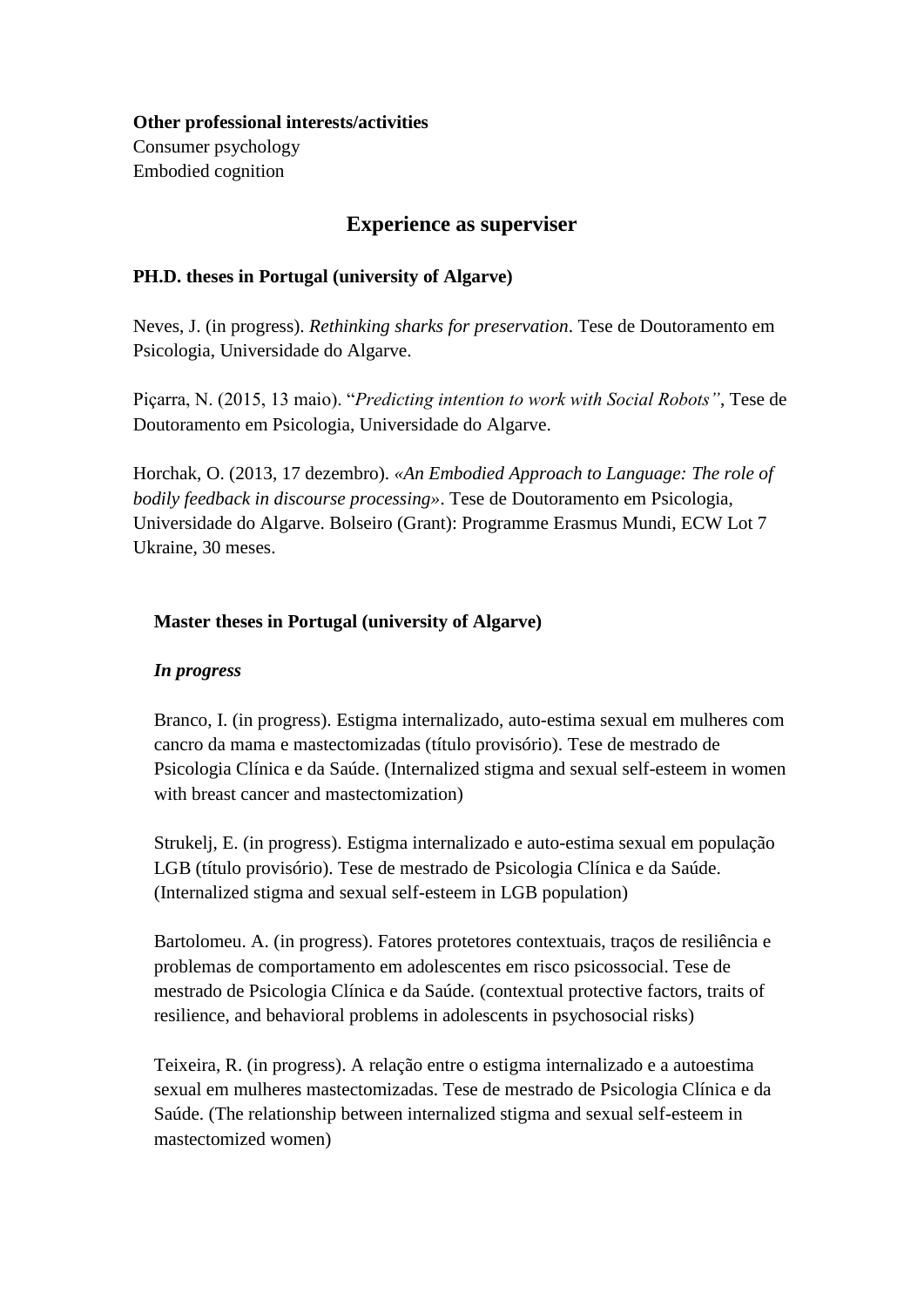**Other professional interests/activities**
Consumer psychology
Embodied cognition

## Experience as superviser

**PH.D. theses in Portugal (university of Algarve)**

Neves, J. (in progress). *Rethinking sharks for preservation*. Tese de Doutoramento em Psicologia, Universidade do Algarve.

Piçarra, N. (2015, 13 maio). "*Predicting intention to work with Social Robots"*, Tese de Doutoramento em Psicologia, Universidade do Algarve.

Horchak, O. (2013, 17 dezembro). *«An Embodied Approach to Language: The role of bodily feedback in discourse processing»*. Tese de Doutoramento em Psicologia, Universidade do Algarve. Bolseiro (Grant): Programme Erasmus Mundi, ECW Lot 7 Ukraine, 30 meses.

**Master theses in Portugal (university of Algarve)**

***In progress***

Branco, I. (in progress). Estigma internalizado, auto-estima sexual em mulheres com cancro da mama e mastectomizadas (título provisório). Tese de mestrado de Psicologia Clínica e da Saúde. (Internalized stigma and sexual self-esteem in women with breast cancer and mastectomization)

Strukelj, E. (in progress). Estigma internalizado e auto-estima sexual em população LGB (título provisório). Tese de mestrado de Psicologia Clínica e da Saúde. (Internalized stigma and sexual self-esteem in LGB population)

Bartolomeu. A. (in progress). Fatores protetores contextuais, traços de resiliência e problemas de comportamento em adolescentes em risco psicossocial. Tese de mestrado de Psicologia Clínica e da Saúde. (contextual protective factors, traits of resilience, and behavioral problems in adolescents in psychosocial risks)

Teixeira, R. (in progress). A relação entre o estigma internalizado e a autoestima sexual em mulheres mastectomizadas. Tese de mestrado de Psicologia Clínica e da Saúde. (The relationship between internalized stigma and sexual self-esteem in mastectomized women)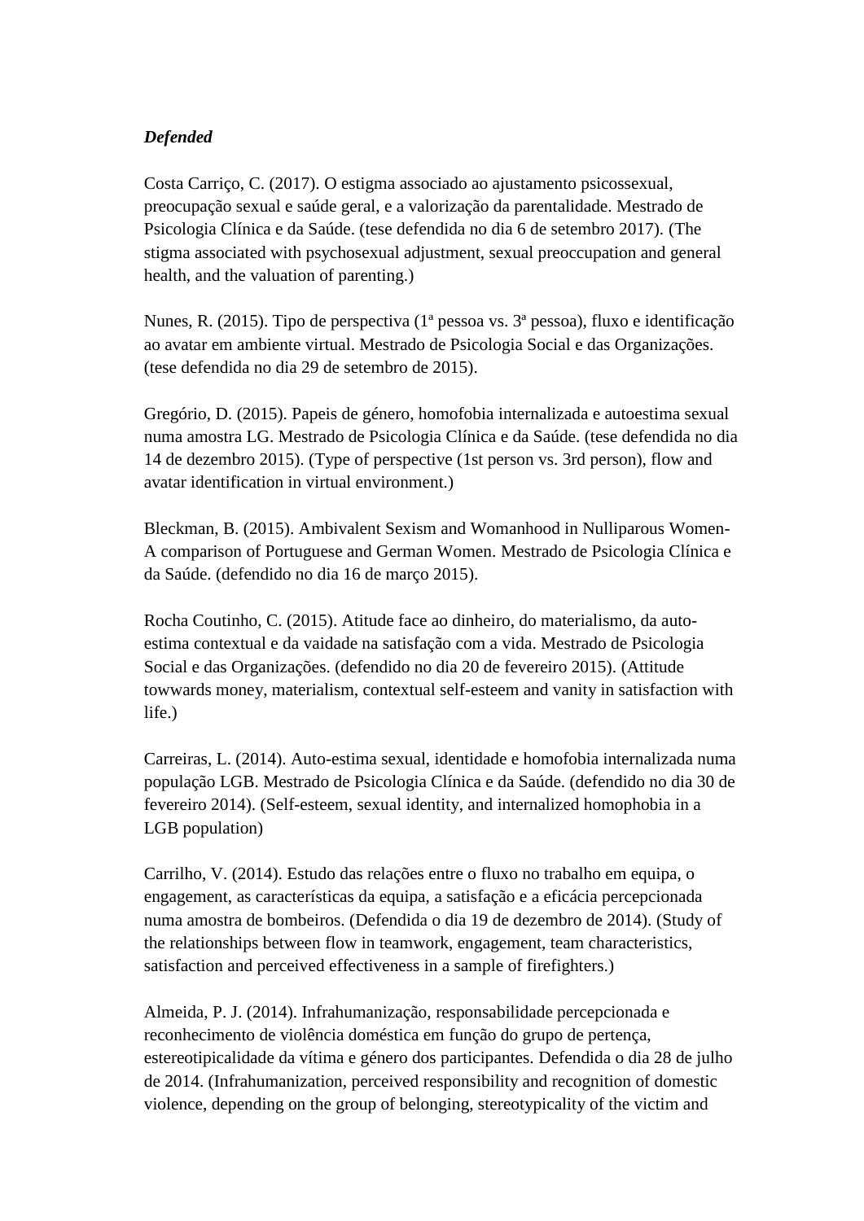***Defended***

Costa Carriço, C. (2017). O estigma associado ao ajustamento psicossexual, preocupação sexual e saúde geral, e a valorização da parentalidade. Mestrado de Psicologia Clínica e da Saúde. (tese defendida no dia 6 de setembro 2017). (The stigma associated with psychosexual adjustment, sexual preoccupation and general health, and the valuation of parenting.)

Nunes, R. (2015). Tipo de perspectiva (1ª pessoa vs. 3ª pessoa), fluxo e identificação ao avatar em ambiente virtual. Mestrado de Psicologia Social e das Organizações. (tese defendida no dia 29 de setembro de 2015).

Gregório, D. (2015). Papeis de género, homofobia internalizada e autoestima sexual numa amostra LG. Mestrado de Psicologia Clínica e da Saúde. (tese defendida no dia 14 de dezembro 2015). (Type of perspective (1st person vs. 3rd person), flow and avatar identification in virtual environment.)

Bleckman, B. (2015). Ambivalent Sexism and Womanhood in Nulliparous Women- A comparison of Portuguese and German Women. Mestrado de Psicologia Clínica e da Saúde. (defendido no dia 16 de março 2015).

Rocha Coutinho, C. (2015). Atitude face ao dinheiro, do materialismo, da auto-estima contextual e da vaidade na satisfação com a vida. Mestrado de Psicologia Social e das Organizações. (defendido no dia 20 de fevereiro 2015). (Attitude towwards money, materialism, contextual self-esteem and vanity in satisfaction with life.)

Carreiras, L. (2014). Auto-estima sexual, identidade e homofobia internalizada numa população LGB. Mestrado de Psicologia Clínica e da Saúde. (defendido no dia 30 de fevereiro 2014). (Self-esteem, sexual identity, and internalized homophobia in a LGB population)

Carrilho, V. (2014). Estudo das relações entre o fluxo no trabalho em equipa, o engagement, as características da equipa, a satisfação e a eficácia percepcionada numa amostra de bombeiros. (Defendida o dia 19 de dezembro de 2014). (Study of the relationships between flow in teamwork, engagement, team characteristics, satisfaction and perceived effectiveness in a sample of firefighters.)

Almeida, P. J. (2014). Infrahumanização, responsabilidade percepcionada e reconhecimento de violência doméstica em função do grupo de pertença, estereotipicalidade da vítima e género dos participantes. Defendida o dia 28 de julho de 2014. (Infrahumanization, perceived responsibility and recognition of domestic violence, depending on the group of belonging, stereotypicality of the victim and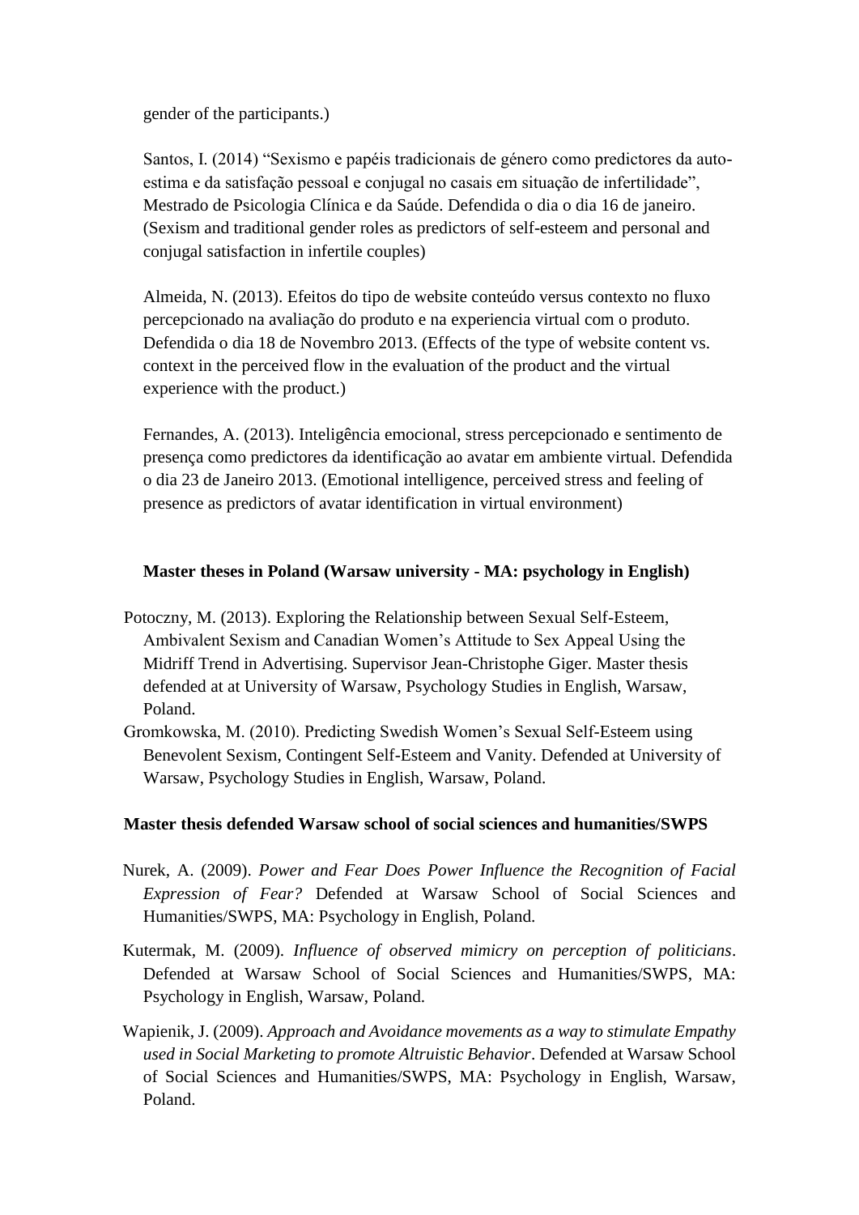gender of the participants.)

Santos, I. (2014) “Sexismo e papéis tradicionais de género como predictores da auto-estima e da satisfação pessoal e conjugal no casais em situação de infertilidade”, Mestrado de Psicologia Clínica e da Saúde. Defendida o dia o dia 16 de janeiro. (Sexism and traditional gender roles as predictors of self-esteem and personal and conjugal satisfaction in infertile couples)

Almeida, N. (2013). Efeitos do tipo de website conteúdo versus contexto no fluxo percepcionado na avaliação do produto e na experiencia virtual com o produto. Defendida o dia 18 de Novembro 2013. (Effects of the type of website content vs. context in the perceived flow in the evaluation of the product and the virtual experience with the product.)

Fernandes, A. (2013). Inteligência emocional, stress percepcionado e sentimento de presença como predictores da identificação ao avatar em ambiente virtual. Defendida o dia 23 de Janeiro 2013. (Emotional intelligence, perceived stress and feeling of presence as predictors of avatar identification in virtual environment)

**Master theses in Poland (Warsaw university - MA: psychology in English)**

Potoczny, M. (2013). Exploring the Relationship between Sexual Self-Esteem, Ambivalent Sexism and Canadian Women’s Attitude to Sex Appeal Using the Midriff Trend in Advertising. Supervisor Jean-Christophe Giger. Master thesis defended at at University of Warsaw, Psychology Studies in English, Warsaw, Poland.

Gromkowska, M. (2010). Predicting Swedish Women’s Sexual Self-Esteem using Benevolent Sexism, Contingent Self-Esteem and Vanity. Defended at University of Warsaw, Psychology Studies in English, Warsaw, Poland.

**Master thesis defended Warsaw school of social sciences and humanities/SWPS**

Nurek, A. (2009). *Power and Fear Does Power Influence the Recognition of Facial Expression of Fear?* Defended at Warsaw School of Social Sciences and Humanities/SWPS, MA: Psychology in English, Poland.

Kutermak, M. (2009). *Influence of observed mimicry on perception of politicians*. Defended at Warsaw School of Social Sciences and Humanities/SWPS, MA: Psychology in English, Warsaw, Poland.

Wapienik, J. (2009). *Approach and Avoidance movements as a way to stimulate Empathy used in Social Marketing to promote Altruistic Behavior*. Defended at Warsaw School of Social Sciences and Humanities/SWPS, MA: Psychology in English, Warsaw, Poland.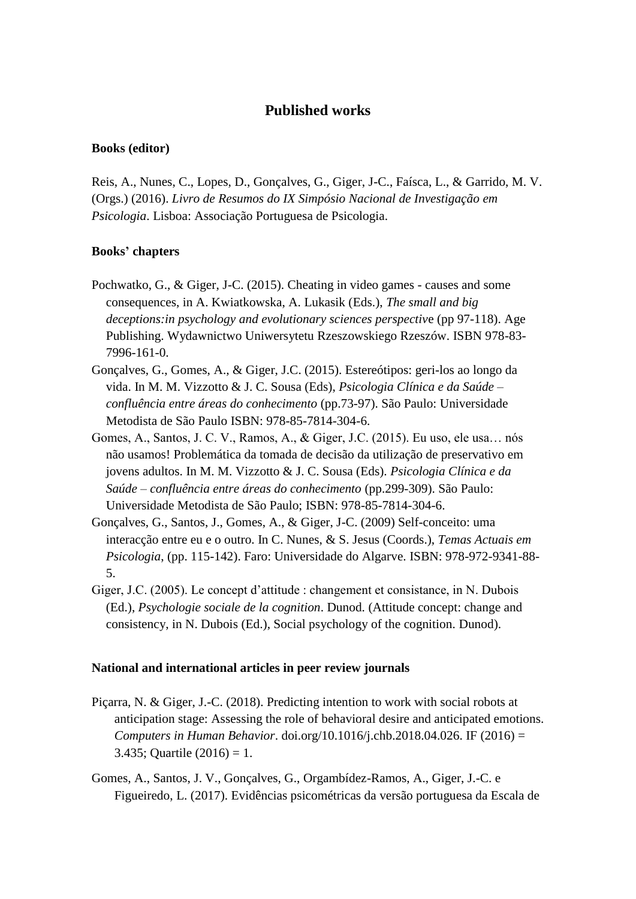## Published works

### Books (editor)

Reis, A., Nunes, C., Lopes, D., Gonçalves, G., Giger, J-C., Faísca, L., & Garrido, M. V. (Orgs.) (2016). *Livro de Resumos do IX Simpósio Nacional de Investigação em Psicologia*. Lisboa: Associação Portuguesa de Psicologia.

### Books' chapters

Pochwatko, G., & Giger, J-C. (2015). Cheating in video games - causes and some consequences, in A. Kwiatkowska, A. Lukasik (Eds.), *The small and big deceptions:in psychology and evolutionary sciences perspective* (pp 97-118). Age Publishing. Wydawnictwo Uniwersytetu Rzeszowskiego Rzeszów. ISBN 978-83-7996-161-0.

Gonçalves, G., Gomes, A., & Giger, J.C. (2015). Estereótipos: geri-los ao longo da vida. In M. M. Vizzotto & J. C. Sousa (Eds), *Psicologia Clínica e da Saúde – confluência entre áreas do conhecimento* (pp.73-97). São Paulo: Universidade Metodista de São Paulo ISBN: 978-85-7814-304-6.

Gomes, A., Santos, J. C. V., Ramos, A., & Giger, J.C. (2015). Eu uso, ele usa… nós não usamos! Problemática da tomada de decisão da utilização de preservativo em jovens adultos. In M. M. Vizzotto & J. C. Sousa (Eds). *Psicologia Clínica e da Saúde – confluência entre áreas do conhecimento* (pp.299-309). São Paulo: Universidade Metodista de São Paulo; ISBN: 978-85-7814-304-6.

Gonçalves, G., Santos, J., Gomes, A., & Giger, J-C. (2009) Self-conceito: uma interacção entre eu e o outro. In C. Nunes, & S. Jesus (Coords.), *Temas Actuais em Psicologia*, (pp. 115-142). Faro: Universidade do Algarve. ISBN: 978-972-9341-88-5.

Giger, J.C. (2005). Le concept d'attitude : changement et consistance, in N. Dubois (Ed.), *Psychologie sociale de la cognition*. Dunod. (Attitude concept: change and consistency, in N. Dubois (Ed.), Social psychology of the cognition. Dunod).

### National and international articles in peer review journals

Piçarra, N. & Giger, J.-C. (2018). Predicting intention to work with social robots at anticipation stage: Assessing the role of behavioral desire and anticipated emotions. *Computers in Human Behavior*. doi.org/10.1016/j.chb.2018.04.026. IF (2016) = 3.435; Quartile (2016) = 1.

Gomes, A., Santos, J. V., Gonçalves, G., Orgambídez-Ramos, A., Giger, J.-C. e Figueiredo, L. (2017). Evidências psicométricas da versão portuguesa da Escala de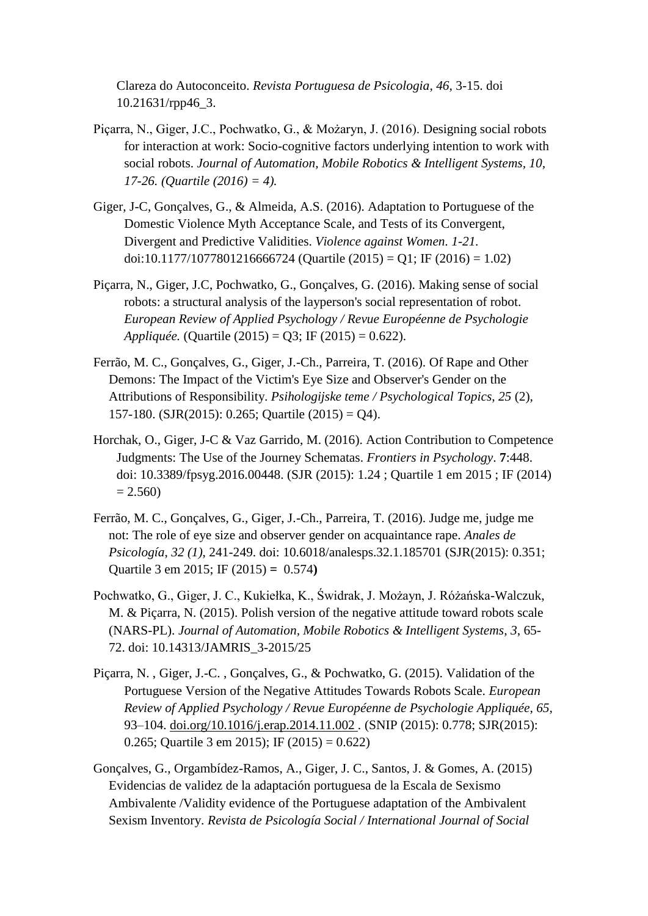Clareza do Autoconceito. *Revista Portuguesa de Psicologia*, *46*, 3-15. doi 10.21631/rpp46_3.

Piçarra, N., Giger, J.C., Pochwatko, G., & Możaryn, J. (2016). Designing social robots for interaction at work: Socio-cognitive factors underlying intention to work with social robots. *Journal of Automation, Mobile Robotics & Intelligent Systems*, *10, 17-26. (Quartile (2016) = 4).*

Giger, J-C, Gonçalves, G., & Almeida, A.S. (2016). Adaptation to Portuguese of the Domestic Violence Myth Acceptance Scale, and Tests of its Convergent, Divergent and Predictive Validities. *Violence against Women*. *1-21*. doi:10.1177/1077801216666724 (Quartile (2015) = Q1; IF (2016) = 1.02)

Piçarra, N., Giger, J.C, Pochwatko, G., Gonçalves, G. (2016). Making sense of social robots: a structural analysis of the layperson's social representation of robot. *European Review of Applied Psychology / Revue Européenne de Psychologie Appliquée.* (Quartile (2015) = Q3; IF (2015) = 0.622).

Ferrão, M. C., Gonçalves, G., Giger, J.-Ch., Parreira, T. (2016). Of Rape and Other Demons: The Impact of the Victim's Eye Size and Observer's Gender on the Attributions of Responsibility. *Psihologijske teme / Psychological Topics*, *25* (2), 157-180. (SJR(2015): 0.265; Quartile (2015) = Q4).

Horchak, O., Giger, J-C & Vaz Garrido, M. (2016). Action Contribution to Competence Judgments: The Use of the Journey Schematas. *Frontiers in Psychology*. **7**:448. doi: 10.3389/fpsyg.2016.00448. (SJR (2015): 1.24 ; Quartile 1 em 2015 ; IF (2014) = 2.560)

Ferrão, M. C., Gonçalves, G., Giger, J.-Ch., Parreira, T. (2016). Judge me, judge me not: The role of eye size and observer gender on acquaintance rape. *Anales de Psicología*, *32 (1)*, 241-249. doi: 10.6018/analesps.32.1.185701 (SJR(2015): 0.351; Quartile 3 em 2015; IF (2015) **=** 0.574**)**

Pochwatko, G., Giger, J. C., Kukiełka, K., Świdrak, J. Możayn, J. Różańska-Walczuk, M. & Piçarra, N. (2015). Polish version of the negative attitude toward robots scale (NARS-PL). *Journal of Automation, Mobile Robotics & Intelligent Systems*, *3*, 65-72. doi: 10.14313/JAMRIS_3-2015/25

Piçarra, N. , Giger, J.-C. , Gonçalves, G., & Pochwatko, G. (2015). Validation of the Portuguese Version of the Negative Attitudes Towards Robots Scale. *European Review of Applied Psychology / Revue Européenne de Psychologie Appliquée*, *65*, 93–104. doi.org/10.1016/j.erap.2014.11.002 . (SNIP (2015): 0.778; SJR(2015): 0.265; Quartile 3 em 2015); IF (2015) = 0.622)

Gonçalves, G., Orgambídez-Ramos, A., Giger, J. C., Santos, J. & Gomes, A. (2015) Evidencias de validez de la adaptación portuguesa de la Escala de Sexismo Ambivalente /Validity evidence of the Portuguese adaptation of the Ambivalent Sexism Inventory. *Revista de Psicología Social / International Journal of Social*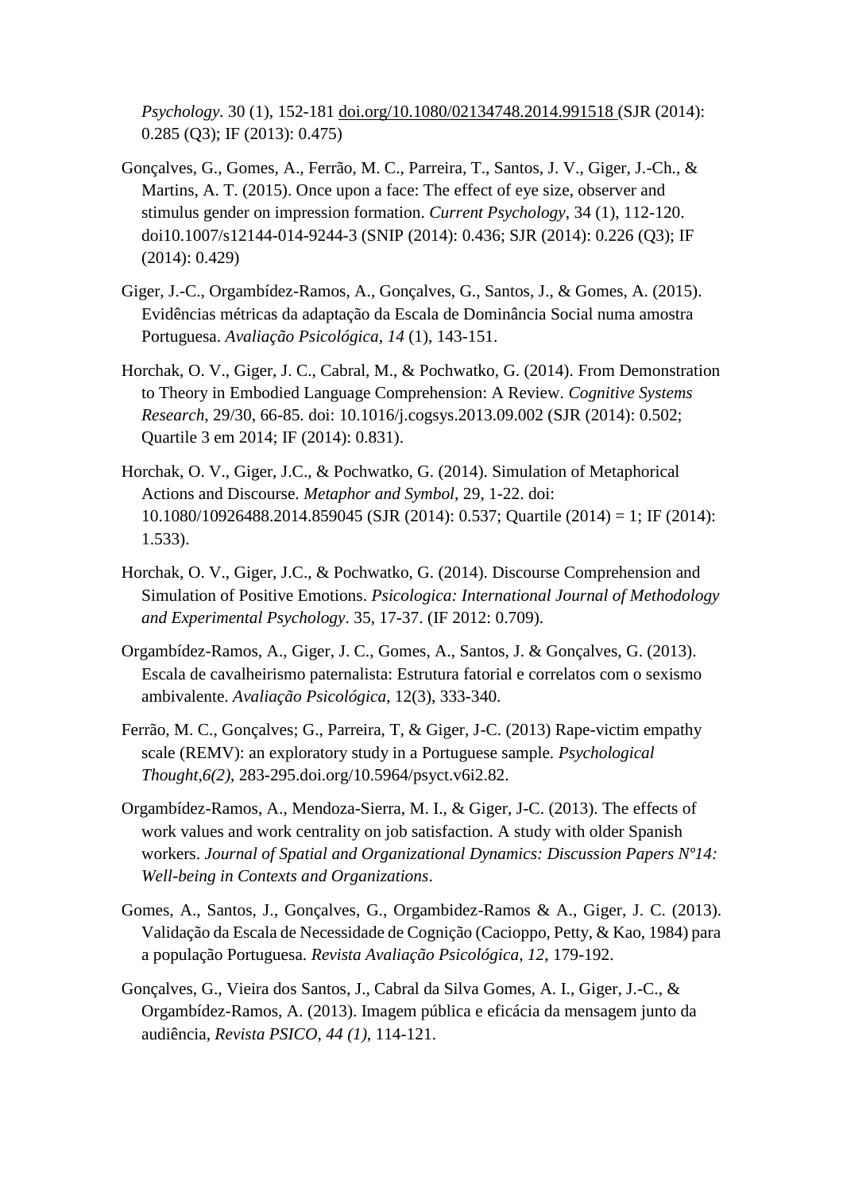*Psychology*. 30 (1), 152-181 doi.org/10.1080/02134748.2014.991518 (SJR (2014): 0.285 (Q3); IF (2013): 0.475)

Gonçalves, G., Gomes, A., Ferrão, M. C., Parreira, T., Santos, J. V., Giger, J.-Ch., & Martins, A. T. (2015). Once upon a face: The effect of eye size, observer and stimulus gender on impression formation. *Current Psychology*, 34 (1), 112-120. doi10.1007/s12144-014-9244-3 (SNIP (2014): 0.436; SJR (2014): 0.226 (Q3); IF (2014): 0.429)

Giger, J.-C., Orgambídez-Ramos, A., Gonçalves, G., Santos, J., & Gomes, A. (2015). Evidências métricas da adaptação da Escala de Dominância Social numa amostra Portuguesa. *Avaliação Psicológica*, *14* (1), 143-151.

Horchak, O. V., Giger, J. C., Cabral, M., & Pochwatko, G. (2014). From Demonstration to Theory in Embodied Language Comprehension: A Review. *Cognitive Systems Research*, 29/30, 66-85. doi: 10.1016/j.cogsys.2013.09.002 (SJR (2014): 0.502; Quartile 3 em 2014; IF (2014): 0.831).

Horchak, O. V., Giger, J.C., & Pochwatko, G. (2014). Simulation of Metaphorical Actions and Discourse. *Metaphor and Symbol*, 29, 1-22. doi: 10.1080/10926488.2014.859045 (SJR (2014): 0.537; Quartile (2014) = 1; IF (2014): 1.533).

Horchak, O. V., Giger, J.C., & Pochwatko, G. (2014). Discourse Comprehension and Simulation of Positive Emotions. *Psicologica: International Journal of Methodology and Experimental Psychology*. 35, 17-37. (IF 2012: 0.709).

Orgambídez-Ramos, A., Giger, J. C., Gomes, A., Santos, J. & Gonçalves, G. (2013). Escala de cavalheirismo paternalista: Estrutura fatorial e correlatos com o sexismo ambivalente. *Avaliação Psicológica*, 12(3), 333-340.

Ferrão, M. C., Gonçalves; G., Parreira, T, & Giger, J-C. (2013) Rape-victim empathy scale (REMV): an exploratory study in a Portuguese sample. *Psychological Thought,6(2)*, 283-295.doi.org/10.5964/psyct.v6i2.82.

Orgambídez-Ramos, A., Mendoza-Sierra, M. I., & Giger, J-C. (2013). The effects of work values and work centrality on job satisfaction. A study with older Spanish workers. *Journal of Spatial and Organizational Dynamics: Discussion Papers Nº14: Well-being in Contexts and Organizations*.

Gomes, A., Santos, J., Gonçalves, G., Orgambidez-Ramos & A., Giger, J. C. (2013). Validação da Escala de Necessidade de Cognição (Cacioppo, Petty, & Kao, 1984) para a população Portuguesa. *Revista Avaliação Psicológica*, *12*, 179-192.

Gonçalves, G., Vieira dos Santos, J., Cabral da Silva Gomes, A. I., Giger, J.-C., & Orgambídez-Ramos, A. (2013). Imagem pública e eficácia da mensagem junto da audiência, *Revista PSICO*, *44 (1)*, 114-121.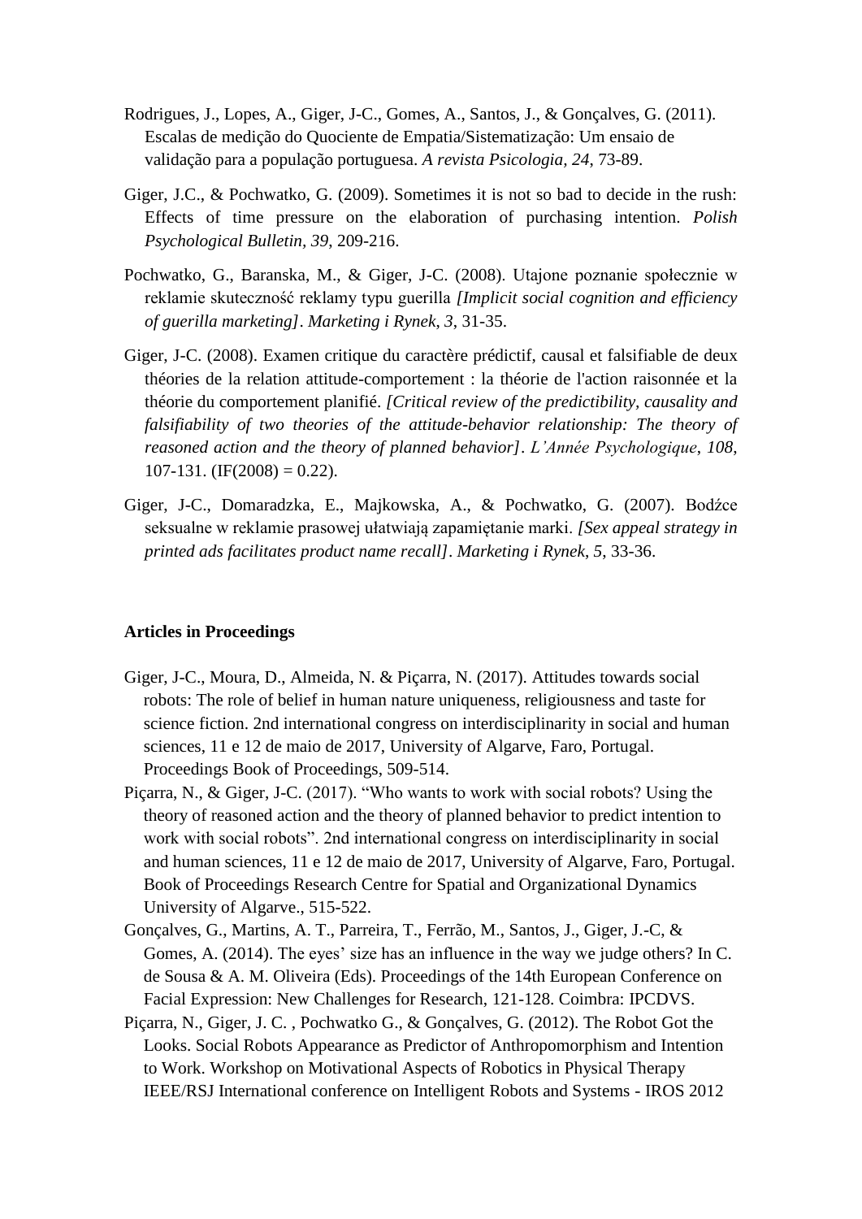Rodrigues, J., Lopes, A., Giger, J-C., Gomes, A., Santos, J., & Gonçalves, G. (2011). Escalas de medição do Quociente de Empatia/Sistematização: Um ensaio de validação para a população portuguesa. *A revista Psicologia, 24*, 73-89.

Giger, J.C., & Pochwatko, G. (2009). Sometimes it is not so bad to decide in the rush: Effects of time pressure on the elaboration of purchasing intention. *Polish Psychological Bulletin, 39*, 209-216.

Pochwatko, G., Baranska, M., & Giger, J-C. (2008). Utajone poznanie społecznie w reklamie skuteczność reklamy typu guerilla *[Implicit social cognition and efficiency of guerilla marketing]*. *Marketing i Rynek, 3*, 31-35.

Giger, J-C. (2008). Examen critique du caractère prédictif, causal et falsifiable de deux théories de la relation attitude-comportement : la théorie de l'action raisonnée et la théorie du comportement planifié. *[Critical review of the predictibility, causality and falsifiability of two theories of the attitude-behavior relationship: The theory of reasoned action and the theory of planned behavior]*. *L'Année Psychologique, 108*, 107-131. (IF(2008) = 0.22).

Giger, J-C., Domaradzka, E., Majkowska, A., & Pochwatko, G. (2007). Bodźce seksualne w reklamie prasowej ułatwiają zapamiętanie marki. *[Sex appeal strategy in printed ads facilitates product name recall]*. *Marketing i Rynek, 5*, 33-36.

**Articles in Proceedings**

Giger, J-C., Moura, D., Almeida, N. & Piçarra, N. (2017). Attitudes towards social robots: The role of belief in human nature uniqueness, religiousness and taste for science fiction. 2nd international congress on interdisciplinarity in social and human sciences, 11 e 12 de maio de 2017, University of Algarve, Faro, Portugal. Proceedings Book of Proceedings, 509-514.

Piçarra, N., & Giger, J-C. (2017). "Who wants to work with social robots? Using the theory of reasoned action and the theory of planned behavior to predict intention to work with social robots". 2nd international congress on interdisciplinarity in social and human sciences, 11 e 12 de maio de 2017, University of Algarve, Faro, Portugal. Book of Proceedings Research Centre for Spatial and Organizational Dynamics University of Algarve., 515-522.

Gonçalves, G., Martins, A. T., Parreira, T., Ferrão, M., Santos, J., Giger, J.-C, & Gomes, A. (2014). The eyes' size has an influence in the way we judge others? In C. de Sousa & A. M. Oliveira (Eds). Proceedings of the 14th European Conference on Facial Expression: New Challenges for Research, 121-128. Coimbra: IPCDVS.

Piçarra, N., Giger, J. C. , Pochwatko G., & Gonçalves, G. (2012). The Robot Got the Looks. Social Robots Appearance as Predictor of Anthropomorphism and Intention to Work. Workshop on Motivational Aspects of Robotics in Physical Therapy IEEE/RSJ International conference on Intelligent Robots and Systems - IROS 2012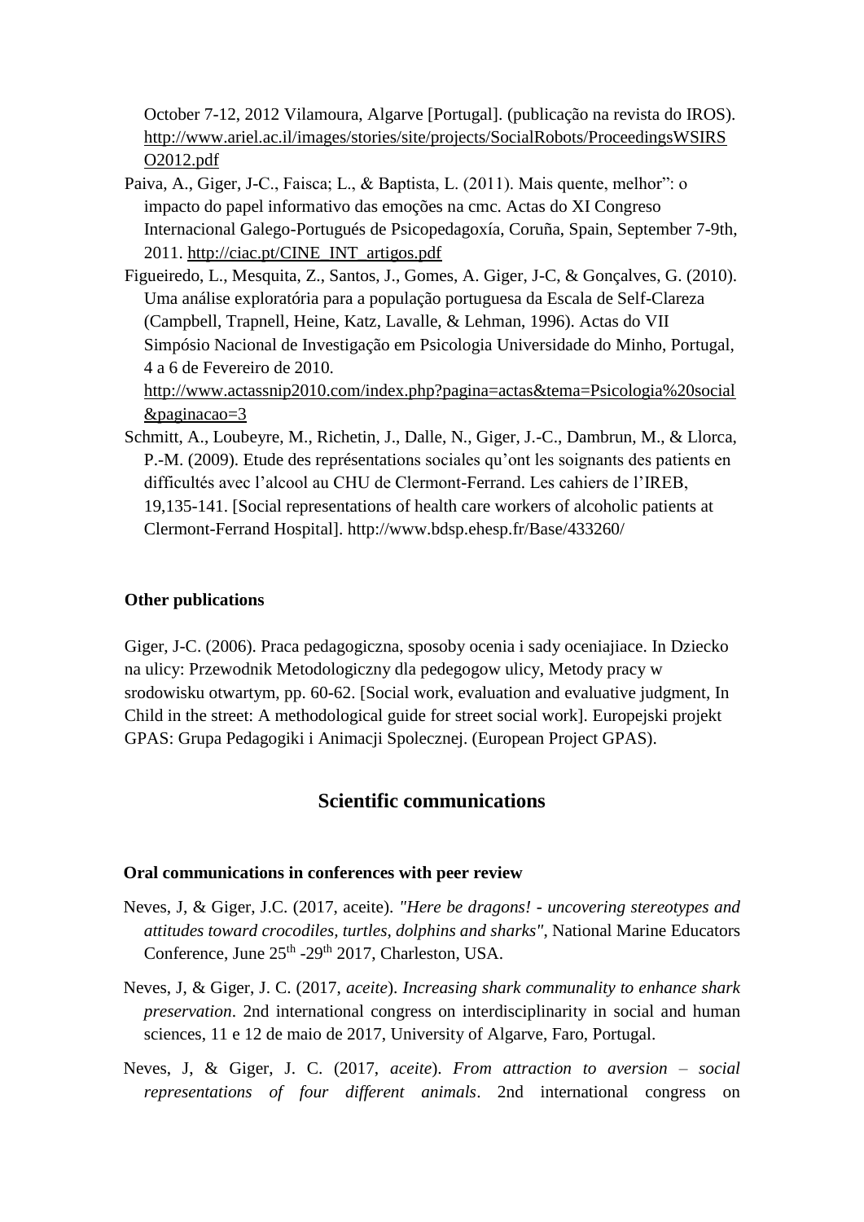October 7-12, 2012 Vilamoura, Algarve [Portugal]. (publicação na revista do IROS). http://www.ariel.ac.il/images/stories/site/projects/SocialRobots/ProceedingsWSIRSO2012.pdf

Paiva, A., Giger, J-C., Faisca; L., & Baptista, L. (2011). Mais quente, melhor": o impacto do papel informativo das emoções na cmc. Actas do XI Congreso Internacional Galego-Portugués de Psicopedagoxía, Coruña, Spain, September 7-9th, 2011. http://ciac.pt/CINE_INT_artigos.pdf

Figueiredo, L., Mesquita, Z., Santos, J., Gomes, A. Giger, J-C, & Gonçalves, G. (2010). Uma análise exploratória para a população portuguesa da Escala de Self-Clareza (Campbell, Trapnell, Heine, Katz, Lavalle, & Lehman, 1996). Actas do VII Simpósio Nacional de Investigação em Psicologia Universidade do Minho, Portugal, 4 a 6 de Fevereiro de 2010. http://www.actassnip2010.com/index.php?pagina=actas&tema=Psicologia%20social&paginacao=3

Schmitt, A., Loubeyre, M., Richetin, J., Dalle, N., Giger, J.-C., Dambrun, M., & Llorca, P.-M. (2009). Etude des représentations sociales qu'ont les soignants des patients en difficultés avec l'alcool au CHU de Clermont-Ferrand. Les cahiers de l'IREB, 19,135-141. [Social representations of health care workers of alcoholic patients at Clermont-Ferrand Hospital]. http://www.bdsp.ehesp.fr/Base/433260/

### Other publications

Giger, J-C. (2006). Praca pedagogiczna, sposoby ocenia i sady oceniajiace. In Dziecko na ulicy: Przewodnik Metodologiczny dla pedegogow ulicy, Metody pracy w srodowisku otwartym, pp. 60-62. [Social work, evaluation and evaluative judgment, In Child in the street: A methodological guide for street social work]. Europejski projekt GPAS: Grupa Pedagogiki i Animacji Spolecznej. (European Project GPAS).

## Scientific communications

### Oral communications in conferences with peer review

Neves, J, & Giger, J.C. (2017, aceite). *"Here be dragons! - uncovering stereotypes and attitudes toward crocodiles, turtles, dolphins and sharks"*, National Marine Educators Conference, June 25th -29th 2017, Charleston, USA.

Neves, J, & Giger, J. C. (2017, *aceite*). *Increasing shark communality to enhance shark preservation*. 2nd international congress on interdisciplinarity in social and human sciences, 11 e 12 de maio de 2017, University of Algarve, Faro, Portugal.

Neves, J, & Giger, J. C. (2017, *aceite*). *From attraction to aversion – social representations of four different animals*. 2nd international congress on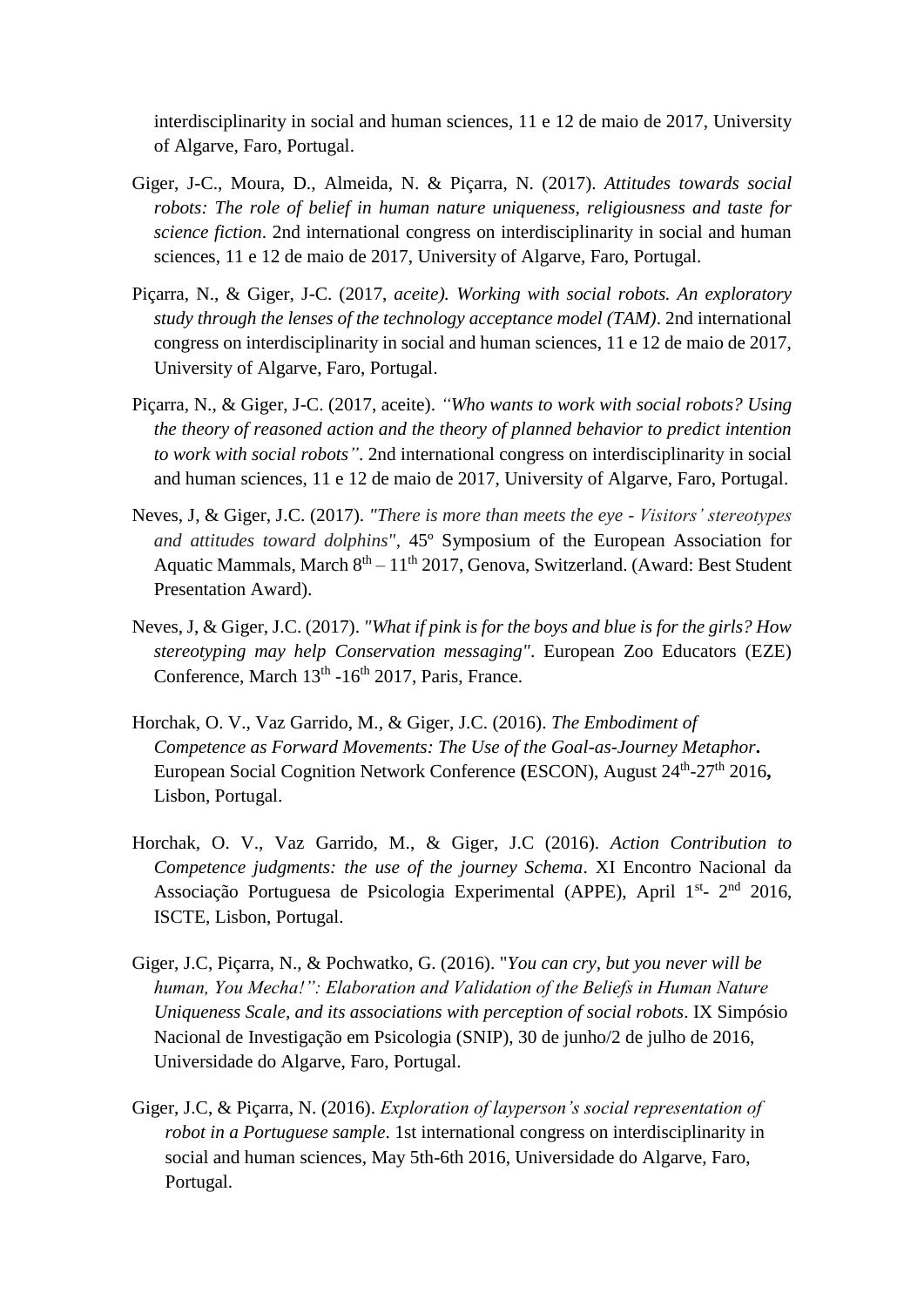interdisciplinarity in social and human sciences, 11 e 12 de maio de 2017, University of Algarve, Faro, Portugal.

Giger, J-C., Moura, D., Almeida, N. & Piçarra, N. (2017). *Attitudes towards social robots: The role of belief in human nature uniqueness, religiousness and taste for science fiction*. 2nd international congress on interdisciplinarity in social and human sciences, 11 e 12 de maio de 2017, University of Algarve, Faro, Portugal.

Piçarra, N., & Giger, J-C. (2017, *aceite). Working with social robots. An exploratory study through the lenses of the technology acceptance model (TAM)*. 2nd international congress on interdisciplinarity in social and human sciences, 11 e 12 de maio de 2017, University of Algarve, Faro, Portugal.

Piçarra, N., & Giger, J-C. (2017, aceite). *"Who wants to work with social robots? Using the theory of reasoned action and the theory of planned behavior to predict intention to work with social robots"*. 2nd international congress on interdisciplinarity in social and human sciences, 11 e 12 de maio de 2017, University of Algarve, Faro, Portugal.

Neves, J, & Giger, J.C. (2017). *"There is more than meets the eye - Visitors' stereotypes and attitudes toward dolphins"*, 45º Symposium of the European Association for Aquatic Mammals, March 8th – 11th 2017, Genova, Switzerland. (Award: Best Student Presentation Award).

Neves, J, & Giger, J.C. (2017). *"What if pink is for the boys and blue is for the girls? How stereotyping may help Conservation messaging"*. European Zoo Educators (EZE) Conference, March 13th -16th 2017, Paris, France.

Horchak, O. V., Vaz Garrido, M., & Giger, J.C. (2016). *The Embodiment of Competence as Forward Movements: The Use of the Goal-as-Journey Metaphor***.** European Social Cognition Network Conference **(**ESCON), August 24th-27th 2016**,** Lisbon, Portugal.

Horchak, O. V., Vaz Garrido, M., & Giger, J.C (2016). *Action Contribution to Competence judgments: the use of the journey Schema*. XI Encontro Nacional da Associação Portuguesa de Psicologia Experimental (APPE), April 1st- 2nd 2016, ISCTE, Lisbon, Portugal.

Giger, J.C, Piçarra, N., & Pochwatko, G. (2016). "*You can cry, but you never will be human, You Mecha!": Elaboration and Validation of the Beliefs in Human Nature Uniqueness Scale, and its associations with perception of social robots*. IX Simpósio Nacional de Investigação em Psicologia (SNIP), 30 de junho/2 de julho de 2016, Universidade do Algarve, Faro, Portugal.

Giger, J.C, & Piçarra, N. (2016). *Exploration of layperson's social representation of robot in a Portuguese sample*. 1st international congress on interdisciplinarity in social and human sciences, May 5th-6th 2016, Universidade do Algarve, Faro, Portugal.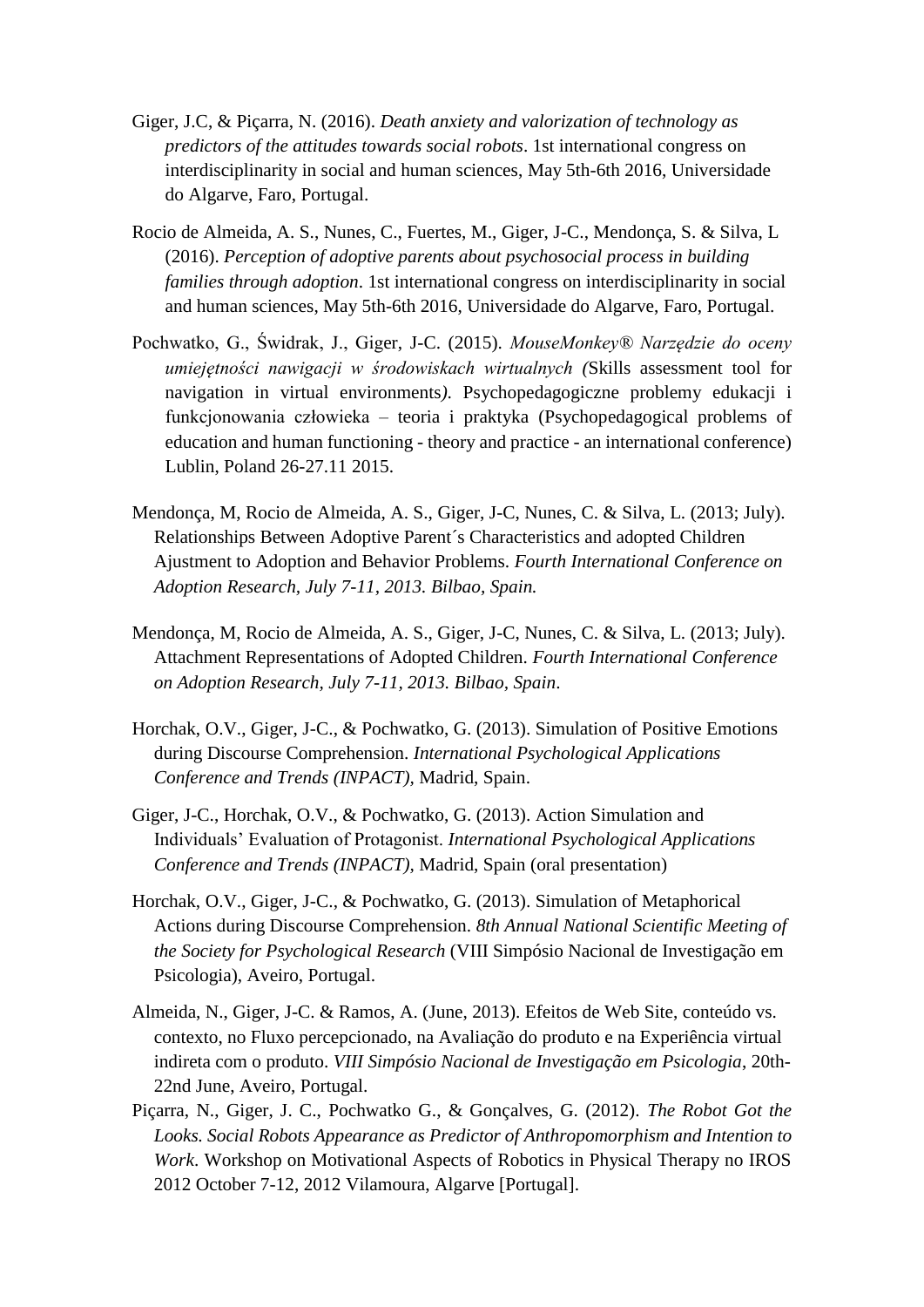Giger, J.C, & Piçarra, N. (2016). *Death anxiety and valorization of technology as predictors of the attitudes towards social robots*. 1st international congress on interdisciplinarity in social and human sciences, May 5th-6th 2016, Universidade do Algarve, Faro, Portugal.

Rocio de Almeida, A. S., Nunes, C., Fuertes, M., Giger, J-C., Mendonça, S. & Silva, L (2016). *Perception of adoptive parents about psychosocial process in building families through adoption*. 1st international congress on interdisciplinarity in social and human sciences, May 5th-6th 2016, Universidade do Algarve, Faro, Portugal.

Pochwatko, G., Świdrak, J., Giger, J-C. (2015). *MouseMonkey® Narzędzie do oceny umiejętności nawigacji w środowiskach wirtualnych (*Skills assessment tool for navigation in virtual environments*).* Psychopedagogiczne problemy edukacji i funkcjonowania człowieka – teoria i praktyka (Psychopedagogical problems of education and human functioning - theory and practice - an international conference) Lublin, Poland 26-27.11 2015.

Mendonça, M, Rocio de Almeida, A. S., Giger, J-C, Nunes, C. & Silva, L. (2013; July). Relationships Between Adoptive Parent´s Characteristics and adopted Children Ajustment to Adoption and Behavior Problems. *Fourth International Conference on Adoption Research, July 7-11, 2013. Bilbao, Spain.*

Mendonça, M, Rocio de Almeida, A. S., Giger, J-C, Nunes, C. & Silva, L. (2013; July). Attachment Representations of Adopted Children. *Fourth International Conference on Adoption Research, July 7-11, 2013. Bilbao, Spain*.

Horchak, O.V., Giger, J-C., & Pochwatko, G. (2013). Simulation of Positive Emotions during Discourse Comprehension. *International Psychological Applications Conference and Trends (INPACT),* Madrid, Spain.

Giger, J-C., Horchak, O.V., & Pochwatko, G. (2013). Action Simulation and Individuals' Evaluation of Protagonist. *International Psychological Applications Conference and Trends (INPACT),* Madrid, Spain (oral presentation)

Horchak, O.V., Giger, J-C., & Pochwatko, G. (2013). Simulation of Metaphorical Actions during Discourse Comprehension. *8th Annual National Scientific Meeting of the Society for Psychological Research* (VIII Simpósio Nacional de Investigação em Psicologia), Aveiro, Portugal.

Almeida, N., Giger, J-C. & Ramos, A. (June, 2013). Efeitos de Web Site, conteúdo vs. contexto, no Fluxo percepcionado, na Avaliação do produto e na Experiência virtual indireta com o produto. *VIII Simpósio Nacional de Investigação em Psicologia*, 20th-22nd June, Aveiro, Portugal.

Piçarra, N., Giger, J. C., Pochwatko G., & Gonçalves, G. (2012). *The Robot Got the Looks. Social Robots Appearance as Predictor of Anthropomorphism and Intention to Work*. Workshop on Motivational Aspects of Robotics in Physical Therapy no IROS 2012 October 7-12, 2012 Vilamoura, Algarve [Portugal].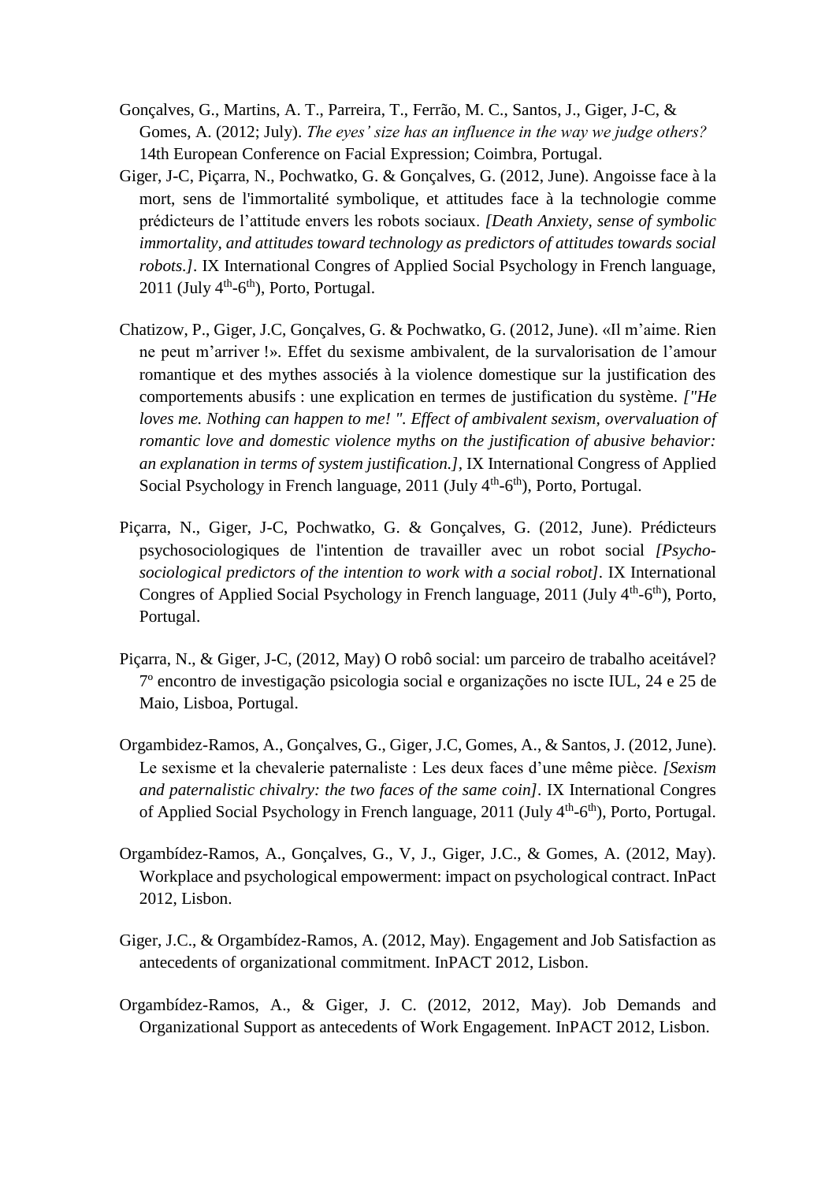Gonçalves, G., Martins, A. T., Parreira, T., Ferrão, M. C., Santos, J., Giger, J-C, & Gomes, A. (2012; July). *The eyes' size has an influence in the way we judge others?* 14th European Conference on Facial Expression; Coimbra, Portugal.

Giger, J-C, Piçarra, N., Pochwatko, G. & Gonçalves, G. (2012, June). Angoisse face à la mort, sens de l'immortalité symbolique, et attitudes face à la technologie comme prédicteurs de l'attitude envers les robots sociaux. *[Death Anxiety, sense of symbolic immortality, and attitudes toward technology as predictors of attitudes towards social robots.]*. IX International Congres of Applied Social Psychology in French language, 2011 (July 4th-6th), Porto, Portugal.

Chatizow, P., Giger, J.C, Gonçalves, G. & Pochwatko, G. (2012, June). «Il m'aime. Rien ne peut m'arriver !». Effet du sexisme ambivalent, de la survalorisation de l'amour romantique et des mythes associés à la violence domestique sur la justification des comportements abusifs : une explication en termes de justification du système. *["He loves me. Nothing can happen to me! ". Effect of ambivalent sexism, overvaluation of romantic love and domestic violence myths on the justification of abusive behavior: an explanation in terms of system justification.]*, IX International Congress of Applied Social Psychology in French language, 2011 (July 4th-6th), Porto, Portugal.

Piçarra, N., Giger, J-C, Pochwatko, G. & Gonçalves, G. (2012, June). Prédicteurs psychosociologiques de l'intention de travailler avec un robot social *[Psycho-sociological predictors of the intention to work with a social robot]*. IX International Congres of Applied Social Psychology in French language, 2011 (July 4th-6th), Porto, Portugal.

Piçarra, N., & Giger, J-C, (2012, May) O robô social: um parceiro de trabalho aceitável? 7º encontro de investigação psicologia social e organizações no iscte IUL, 24 e 25 de Maio, Lisboa, Portugal.

Orgambidez-Ramos, A., Gonçalves, G., Giger, J.C, Gomes, A., & Santos, J. (2012, June). Le sexisme et la chevalerie paternaliste : Les deux faces d'une même pièce. *[Sexism and paternalistic chivalry: the two faces of the same coin]*. IX International Congres of Applied Social Psychology in French language, 2011 (July 4th-6th), Porto, Portugal.

Orgambídez-Ramos, A., Gonçalves, G., V, J., Giger, J.C., & Gomes, A. (2012, May). Workplace and psychological empowerment: impact on psychological contract. InPact 2012, Lisbon.

Giger, J.C., & Orgambídez-Ramos, A. (2012, May). Engagement and Job Satisfaction as antecedents of organizational commitment. InPACT 2012, Lisbon.

Orgambídez-Ramos, A., & Giger, J. C. (2012, 2012, May). Job Demands and Organizational Support as antecedents of Work Engagement. InPACT 2012, Lisbon.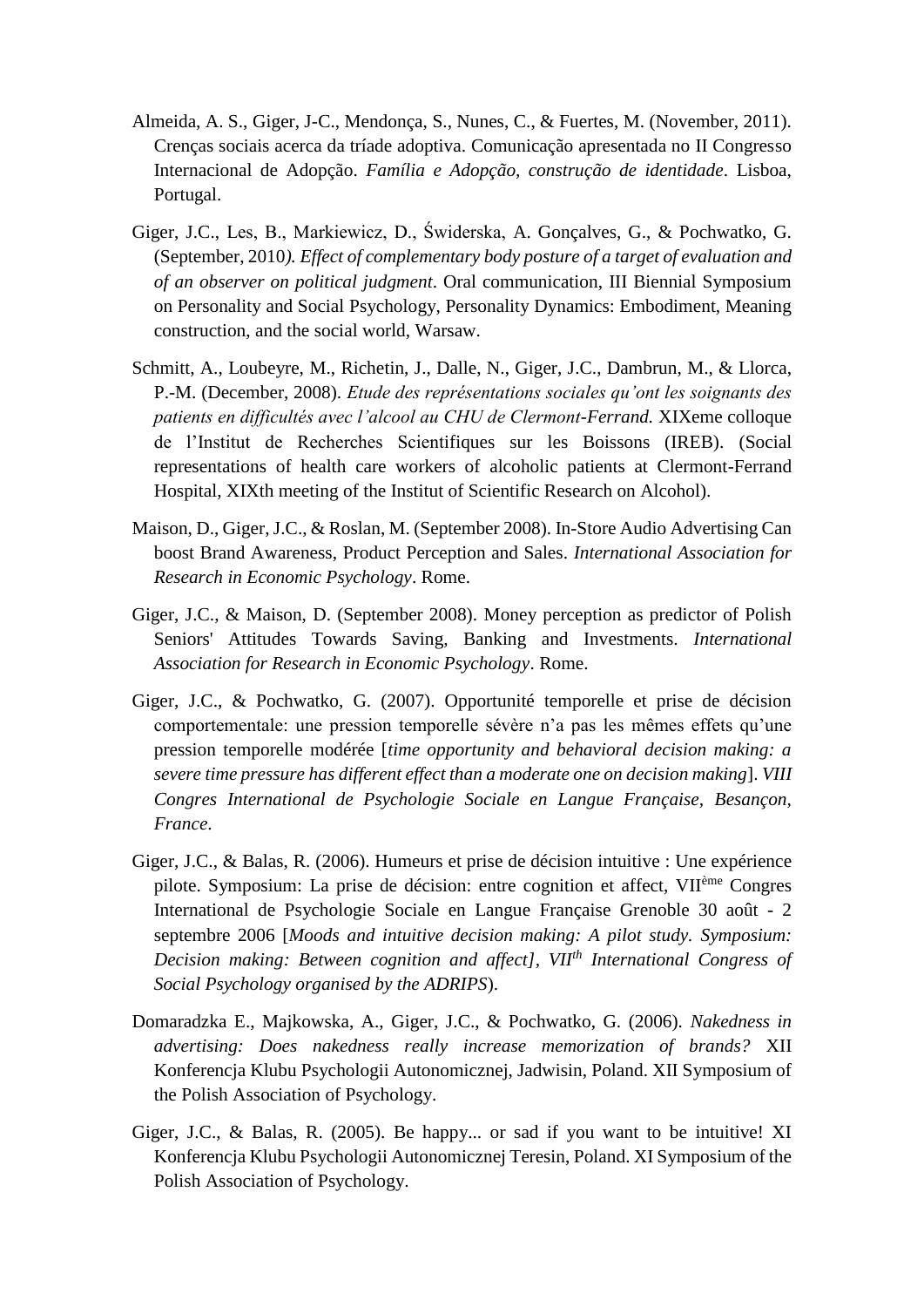Almeida, A. S., Giger, J-C., Mendonça, S., Nunes, C., & Fuertes, M. (November, 2011). Crenças sociais acerca da tríade adoptiva. Comunicação apresentada no II Congresso Internacional de Adopção. *Família e Adopção, construção de identidade*. Lisboa, Portugal.

Giger, J.C., Les, B., Markiewicz, D., Świderska, A. Gonçalves, G., & Pochwatko, G. (September, 2010*). Effect of complementary body posture of a target of evaluation and of an observer on political judgment*. Oral communication, III Biennial Symposium on Personality and Social Psychology, Personality Dynamics: Embodiment, Meaning construction, and the social world, Warsaw.

Schmitt, A., Loubeyre, M., Richetin, J., Dalle, N., Giger, J.C., Dambrun, M., & Llorca, P.-M. (December, 2008). *Etude des représentations sociales qu'ont les soignants des patients en difficultés avec l'alcool au CHU de Clermont-Ferrand.* XIXeme colloque de l'Institut de Recherches Scientifiques sur les Boissons (IREB). (Social representations of health care workers of alcoholic patients at Clermont-Ferrand Hospital, XIXth meeting of the Institut of Scientific Research on Alcohol).

Maison, D., Giger, J.C., & Roslan, M. (September 2008). In-Store Audio Advertising Can boost Brand Awareness, Product Perception and Sales. *International Association for Research in Economic Psychology*. Rome.

Giger, J.C., & Maison, D. (September 2008). Money perception as predictor of Polish Seniors' Attitudes Towards Saving, Banking and Investments. *International Association for Research in Economic Psychology*. Rome.

Giger, J.C., & Pochwatko, G. (2007). Opportunité temporelle et prise de décision comportementale: une pression temporelle sévère n'a pas les mêmes effets qu'une pression temporelle modérée [*time opportunity and behavioral decision making: a severe time pressure has different effect than a moderate one on decision making*]. *VIII Congres International de Psychologie Sociale en Langue Française, Besançon, France*.

Giger, J.C., & Balas, R. (2006). Humeurs et prise de décision intuitive : Une expérience pilote. Symposium: La prise de décision: entre cognition et affect, VIIème Congres International de Psychologie Sociale en Langue Française Grenoble 30 août - 2 septembre 2006 [*Moods and intuitive decision making: A pilot study. Symposium: Decision making: Between cognition and affect], VIIth International Congress of Social Psychology organised by the ADRIPS*).

Domaradzka E., Majkowska, A., Giger, J.C., & Pochwatko, G. (2006). *Nakedness in advertising: Does nakedness really increase memorization of brands?* XII Konferencja Klubu Psychologii Autonomicznej, Jadwisin, Poland. XII Symposium of the Polish Association of Psychology.

Giger, J.C., & Balas, R. (2005). Be happy... or sad if you want to be intuitive! XI Konferencja Klubu Psychologii Autonomicznej Teresin, Poland. XI Symposium of the Polish Association of Psychology.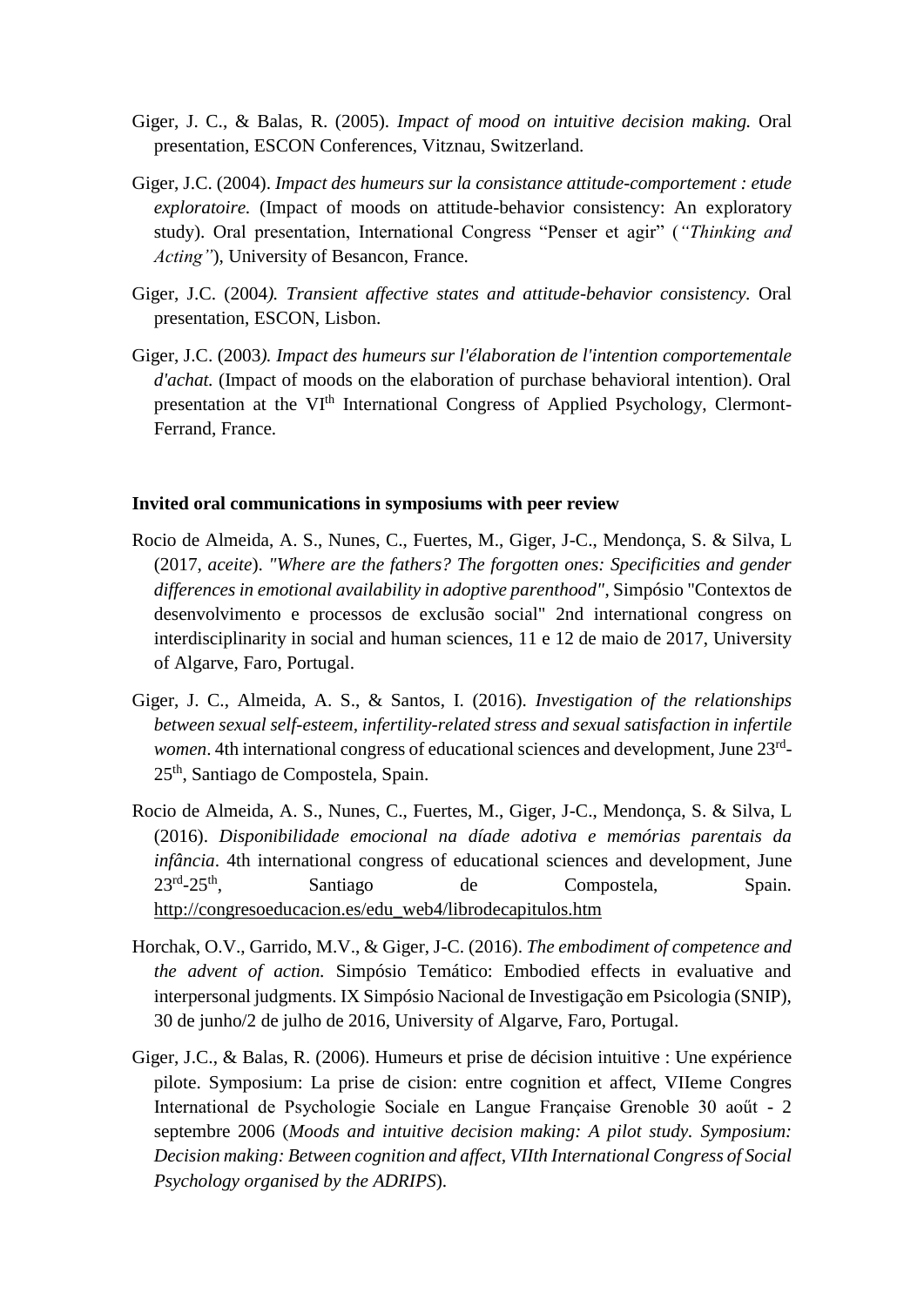Giger, J. C., & Balas, R. (2005). *Impact of mood on intuitive decision making.* Oral presentation, ESCON Conferences, Vitznau, Switzerland.

Giger, J.C. (2004). *Impact des humeurs sur la consistance attitude-comportement : etude exploratoire.* (Impact of moods on attitude-behavior consistency: An exploratory study). Oral presentation, International Congress "Penser et agir" (*"Thinking and Acting"*), University of Besancon, France.

Giger, J.C. (2004*). Transient affective states and attitude-behavior consistency.* Oral presentation, ESCON, Lisbon.

Giger, J.C. (2003*). Impact des humeurs sur l'élaboration de l'intention comportementale d'achat.* (Impact of moods on the elaboration of purchase behavioral intention). Oral presentation at the VI$^{th}$ International Congress of Applied Psychology, Clermont-Ferrand, France.

**Invited oral communications in symposiums with peer review**

Rocio de Almeida, A. S., Nunes, C., Fuertes, M., Giger, J-C., Mendonça, S. & Silva, L (2017, *aceite*). *"Where are the fathers? The forgotten ones: Specificities and gender differences in emotional availability in adoptive parenthood"*, Simpósio "Contextos de desenvolvimento e processos de exclusão social" 2nd international congress on interdisciplinarity in social and human sciences, 11 e 12 de maio de 2017, University of Algarve, Faro, Portugal.

Giger, J. C., Almeida, A. S., & Santos, I. (2016). *Investigation of the relationships between sexual self-esteem, infertility-related stress and sexual satisfaction in infertile women*. 4th international congress of educational sciences and development, June 23$^{rd}$-25$^{th}$, Santiago de Compostela, Spain.

Rocio de Almeida, A. S., Nunes, C., Fuertes, M., Giger, J-C., Mendonça, S. & Silva, L (2016). *Disponibilidade emocional na díade adotiva e memórias parentais da infância*. 4th international congress of educational sciences and development, June 23$^{rd}$-25$^{th}$, Santiago de Compostela, Spain. http://congresoeducacion.es/edu_web4/librodecapitulos.htm

Horchak, O.V., Garrido, M.V., & Giger, J-C. (2016). *The embodiment of competence and the advent of action.* Simpósio Temático: Embodied effects in evaluative and interpersonal judgments. IX Simpósio Nacional de Investigação em Psicologia (SNIP), 30 de junho/2 de julho de 2016, University of Algarve, Faro, Portugal.

Giger, J.C., & Balas, R. (2006). Humeurs et prise de décision intuitive : Une expérience pilote. Symposium: La prise de cision: entre cognition et affect, VIIeme Congres International de Psychologie Sociale en Langue Française Grenoble 30 aoű́t - 2 septembre 2006 (*Moods and intuitive decision making: A pilot study. Symposium: Decision making: Between cognition and affect, VIIth International Congress of Social Psychology organised by the ADRIPS*).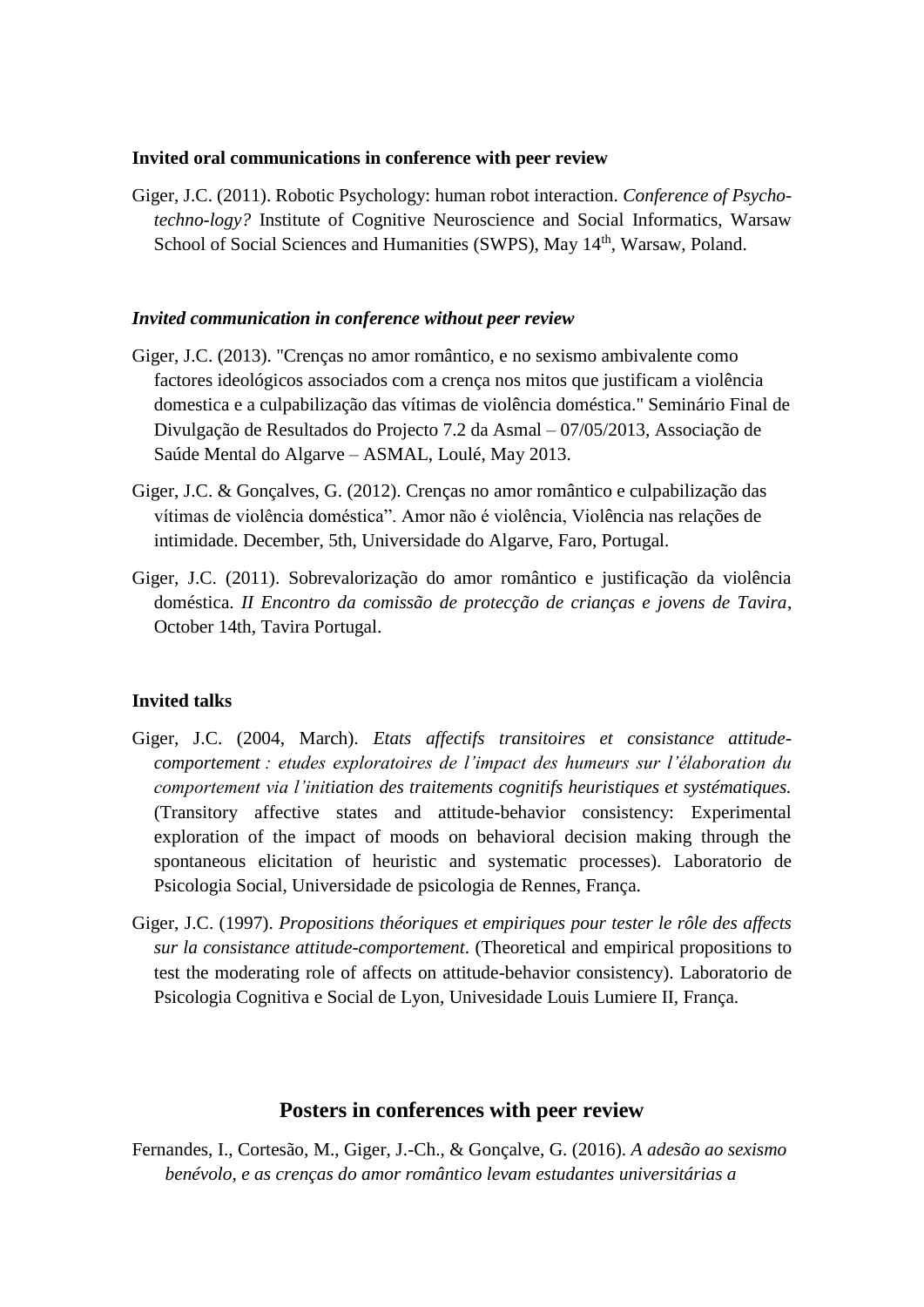**Invited oral communications in conference with peer review**

Giger, J.C. (2011). Robotic Psychology: human robot interaction. *Conference of Psycho-techno-logy?* Institute of Cognitive Neuroscience and Social Informatics, Warsaw School of Social Sciences and Humanities (SWPS), May 14th, Warsaw, Poland.

***Invited communication in conference without peer review***

Giger, J.C. (2013). "Crenças no amor romântico, e no sexismo ambivalente como factores ideológicos associados com a crença nos mitos que justificam a violência domestica e a culpabilização das vítimas de violência doméstica." Seminário Final de Divulgação de Resultados do Projecto 7.2 da Asmal – 07/05/2013, Associação de Saúde Mental do Algarve – ASMAL, Loulé, May 2013.

Giger, J.C. & Gonçalves, G. (2012). Crenças no amor romântico e culpabilização das vítimas de violência doméstica". Amor não é violência, Violência nas relações de intimidade. December, 5th, Universidade do Algarve, Faro, Portugal.

Giger, J.C. (2011). Sobrevalorização do amor romântico e justificação da violência doméstica. *II Encontro da comissão de protecção de crianças e jovens de Tavira*, October 14th, Tavira Portugal.

**Invited talks**

Giger, J.C. (2004, March). *Etats affectifs transitoires et consistance attitude-comportement : etudes exploratoires de l'impact des humeurs sur l'élaboration du comportement via l'initiation des traitements cognitifs heuristiques et systématiques.* (Transitory affective states and attitude-behavior consistency: Experimental exploration of the impact of moods on behavioral decision making through the spontaneous elicitation of heuristic and systematic processes). Laboratorio de Psicologia Social, Universidade de psicologia de Rennes, França.

Giger, J.C. (1997). *Propositions théoriques et empiriques pour tester le rôle des affects sur la consistance attitude-comportement*. (Theoretical and empirical propositions to test the moderating role of affects on attitude-behavior consistency). Laboratorio de Psicologia Cognitiva e Social de Lyon, Univesidade Louis Lumiere II, França.

## Posters in conferences with peer review

Fernandes, I., Cortesão, M., Giger, J.-Ch., & Gonçalve, G. (2016). *A adesão ao sexismo benévolo, e as crenças do amor romântico levam estudantes universitárias a*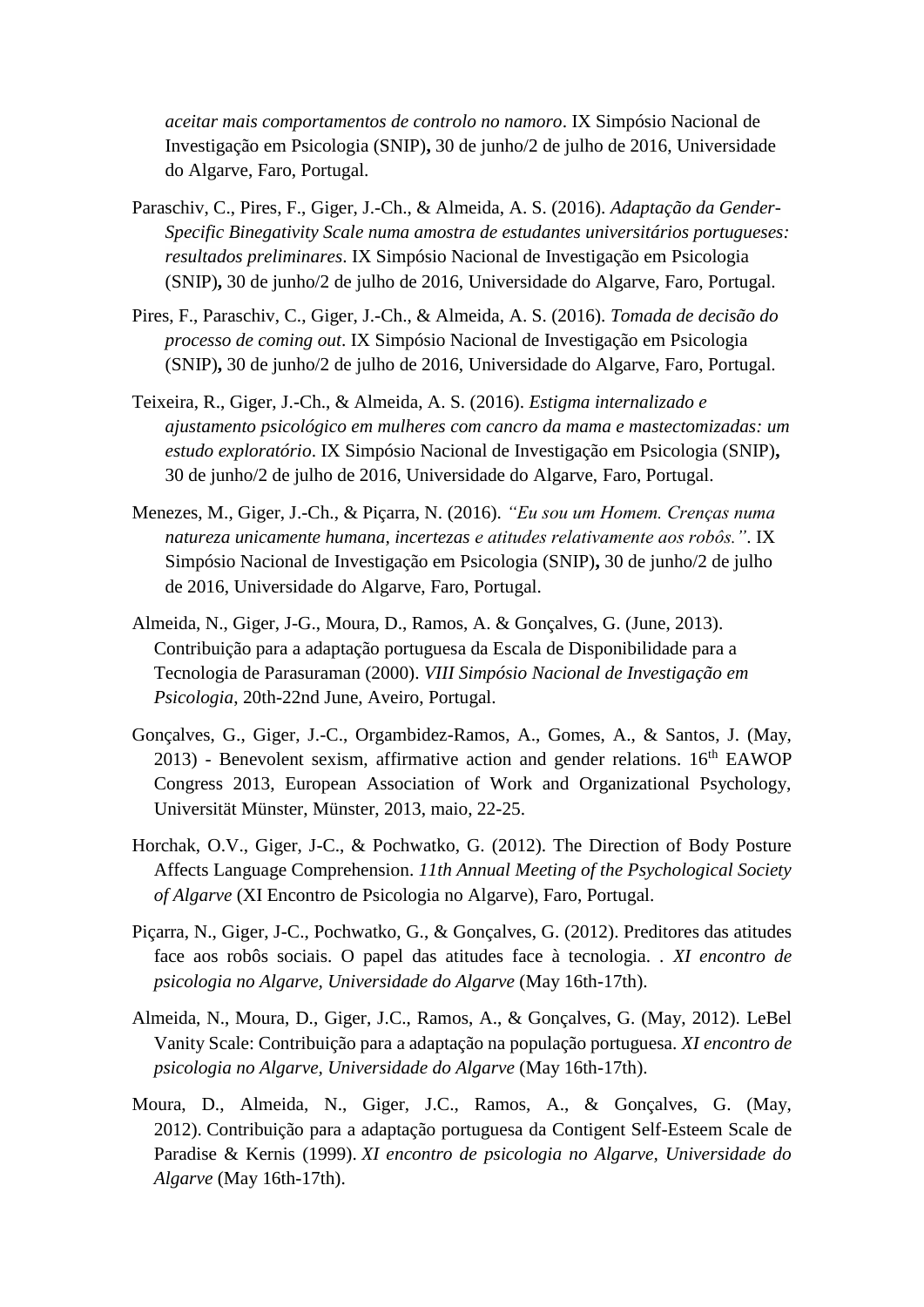*aceitar mais comportamentos de controlo no namoro*. IX Simpósio Nacional de Investigação em Psicologia (SNIP)**,** 30 de junho/2 de julho de 2016, Universidade do Algarve, Faro, Portugal.

Paraschiv, C., Pires, F., Giger, J.-Ch., & Almeida, A. S. (2016). *Adaptação da Gender-Specific Binegativity Scale numa amostra de estudantes universitários portugueses: resultados preliminares*. IX Simpósio Nacional de Investigação em Psicologia (SNIP)**,** 30 de junho/2 de julho de 2016, Universidade do Algarve, Faro, Portugal.

Pires, F., Paraschiv, C., Giger, J.-Ch., & Almeida, A. S. (2016). *Tomada de decisão do processo de coming out*. IX Simpósio Nacional de Investigação em Psicologia (SNIP)**,** 30 de junho/2 de julho de 2016, Universidade do Algarve, Faro, Portugal.

Teixeira, R., Giger, J.-Ch., & Almeida, A. S. (2016). *Estigma internalizado e ajustamento psicológico em mulheres com cancro da mama e mastectomizadas: um estudo exploratório*. IX Simpósio Nacional de Investigação em Psicologia (SNIP)**,** 30 de junho/2 de julho de 2016, Universidade do Algarve, Faro, Portugal.

Menezes, M., Giger, J.-Ch., & Piçarra, N. (2016). *"Eu sou um Homem. Crenças numa natureza unicamente humana, incertezas e atitudes relativamente aos robôs."*. IX Simpósio Nacional de Investigação em Psicologia (SNIP)**,** 30 de junho/2 de julho de 2016, Universidade do Algarve, Faro, Portugal.

Almeida, N., Giger, J-G., Moura, D., Ramos, A. & Gonçalves, G. (June, 2013). Contribuição para a adaptação portuguesa da Escala de Disponibilidade para a Tecnologia de Parasuraman (2000). *VIII Simpósio Nacional de Investigação em Psicologia*, 20th-22nd June, Aveiro, Portugal.

Gonçalves, G., Giger, J.-C., Orgambidez-Ramos, A., Gomes, A., & Santos, J. (May, 2013) - Benevolent sexism, affirmative action and gender relations. 16th EAWOP Congress 2013, European Association of Work and Organizational Psychology, Universität Münster, Münster, 2013, maio, 22-25.

Horchak, O.V., Giger, J-C., & Pochwatko, G. (2012). The Direction of Body Posture Affects Language Comprehension. *11th Annual Meeting of the Psychological Society of Algarve* (XI Encontro de Psicologia no Algarve), Faro, Portugal.

Piçarra, N., Giger, J-C., Pochwatko, G., & Gonçalves, G. (2012). Preditores das atitudes face aos robôs sociais. O papel das atitudes face à tecnologia. . *XI encontro de psicologia no Algarve, Universidade do Algarve* (May 16th-17th).

Almeida, N., Moura, D., Giger, J.C., Ramos, A., & Gonçalves, G. (May, 2012). LeBel Vanity Scale: Contribuição para a adaptação na população portuguesa. *XI encontro de psicologia no Algarve, Universidade do Algarve* (May 16th-17th).

Moura, D., Almeida, N., Giger, J.C., Ramos, A., & Gonçalves, G. (May, 2012). Contribuição para a adaptação portuguesa da Contigent Self-Esteem Scale de Paradise & Kernis (1999). *XI encontro de psicologia no Algarve, Universidade do Algarve* (May 16th-17th).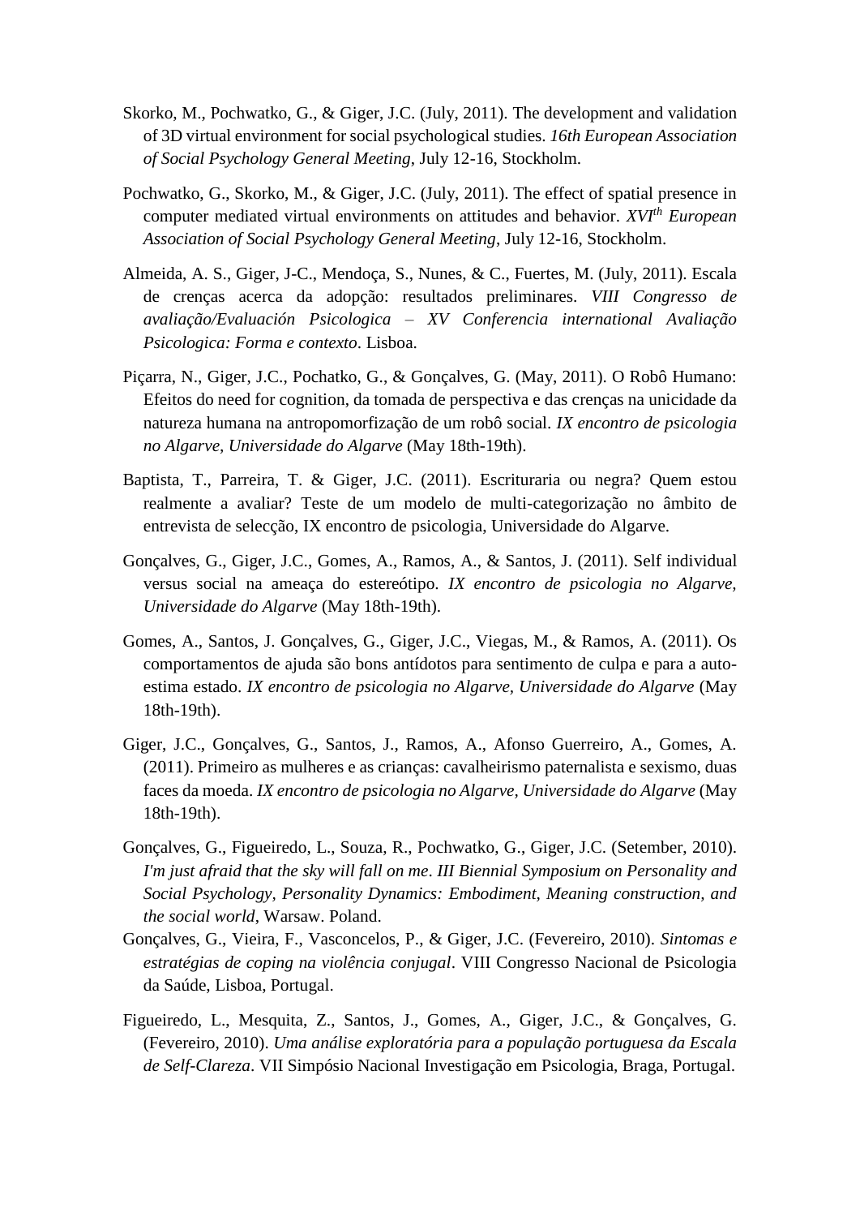Skorko, M., Pochwatko, G., & Giger, J.C. (July, 2011). The development and validation of 3D virtual environment for social psychological studies. *16th European Association of Social Psychology General Meeting*, July 12-16, Stockholm.

Pochwatko, G., Skorko, M., & Giger, J.C. (July, 2011). The effect of spatial presence in computer mediated virtual environments on attitudes and behavior. *XVIth European Association of Social Psychology General Meeting*, July 12-16, Stockholm.

Almeida, A. S., Giger, J-C., Mendoça, S., Nunes, & C., Fuertes, M. (July, 2011). Escala de crenças acerca da adopção: resultados preliminares. *VIII Congresso de avaliação/Evaluación Psicologica – XV Conferencia international Avaliação Psicologica: Forma e contexto*. Lisboa.

Piçarra, N., Giger, J.C., Pochatko, G., & Gonçalves, G. (May, 2011). O Robô Humano: Efeitos do need for cognition, da tomada de perspectiva e das crenças na unicidade da natureza humana na antropomorfização de um robô social. *IX encontro de psicologia no Algarve, Universidade do Algarve* (May 18th-19th).

Baptista, T., Parreira, T. & Giger, J.C. (2011). Escrituraria ou negra? Quem estou realmente a avaliar? Teste de um modelo de multi-categorização no âmbito de entrevista de selecção, IX encontro de psicologia, Universidade do Algarve.

Gonçalves, G., Giger, J.C., Gomes, A., Ramos, A., & Santos, J. (2011). Self individual versus social na ameaça do estereótipo. *IX encontro de psicologia no Algarve, Universidade do Algarve* (May 18th-19th).

Gomes, A., Santos, J. Gonçalves, G., Giger, J.C., Viegas, M., & Ramos, A. (2011). Os comportamentos de ajuda são bons antídotos para sentimento de culpa e para a auto-estima estado. *IX encontro de psicologia no Algarve, Universidade do Algarve* (May 18th-19th).

Giger, J.C., Gonçalves, G., Santos, J., Ramos, A., Afonso Guerreiro, A., Gomes, A. (2011). Primeiro as mulheres e as crianças: cavalheirismo paternalista e sexismo, duas faces da moeda. *IX encontro de psicologia no Algarve, Universidade do Algarve* (May 18th-19th).

Gonçalves, G., Figueiredo, L., Souza, R., Pochwatko, G., Giger, J.C. (Setember, 2010). *I'm just afraid that the sky will fall on me*. *III Biennial Symposium on Personality and Social Psychology, Personality Dynamics: Embodiment, Meaning construction, and the social world*, Warsaw. Poland.

Gonçalves, G., Vieira, F., Vasconcelos, P., & Giger, J.C. (Fevereiro, 2010). *Sintomas e estratégias de coping na violência conjugal*. VIII Congresso Nacional de Psicologia da Saúde, Lisboa, Portugal.

Figueiredo, L., Mesquita, Z., Santos, J., Gomes, A., Giger, J.C., & Gonçalves, G. (Fevereiro, 2010). *Uma análise exploratória para a população portuguesa da Escala de Self-Clareza*. VII Simpósio Nacional Investigação em Psicologia, Braga, Portugal.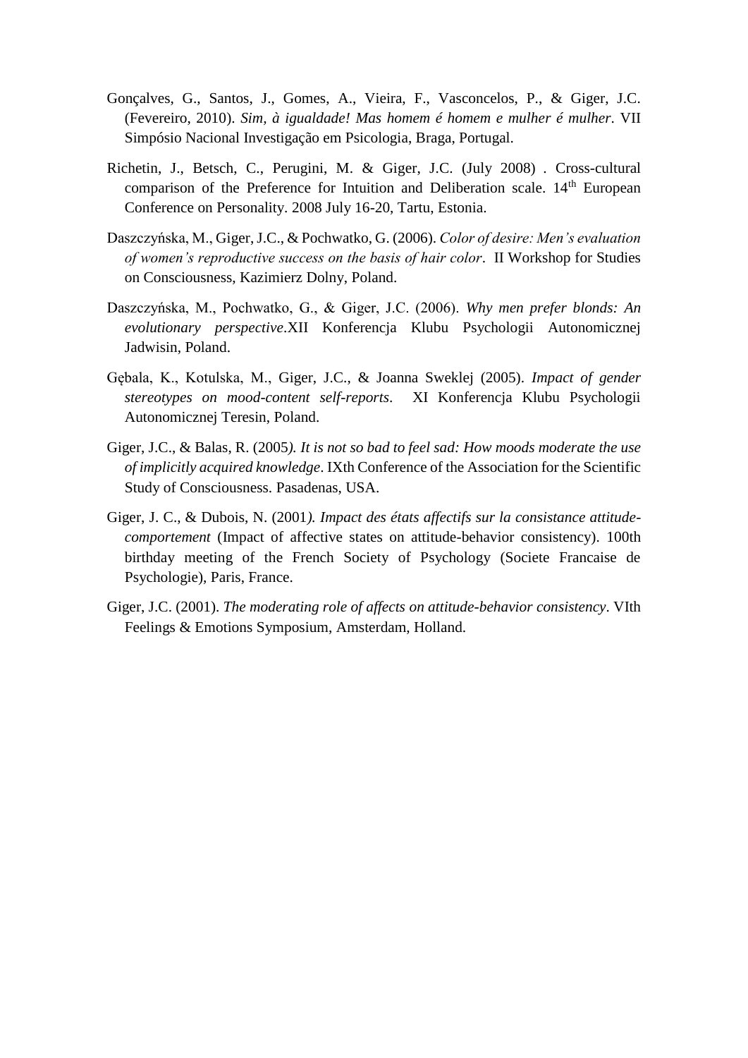Gonçalves, G., Santos, J., Gomes, A., Vieira, F., Vasconcelos, P., & Giger, J.C. (Fevereiro, 2010). *Sim, à igualdade! Mas homem é homem e mulher é mulher*. VII Simpósio Nacional Investigação em Psicologia, Braga, Portugal.

Richetin, J., Betsch, C., Perugini, M. & Giger, J.C. (July 2008) . Cross-cultural comparison of the Preference for Intuition and Deliberation scale. 14th European Conference on Personality. 2008 July 16-20, Tartu, Estonia.

Daszczyńska, M., Giger, J.C., & Pochwatko, G. (2006). *Color of desire: Men's evaluation of women's reproductive success on the basis of hair color*. II Workshop for Studies on Consciousness, Kazimierz Dolny, Poland.

Daszczyńska, M., Pochwatko, G., & Giger, J.C. (2006). *Why men prefer blonds: An evolutionary perspective*.XII Konferencja Klubu Psychologii Autonomicznej Jadwisin, Poland.

Gębala, K., Kotulska, M., Giger, J.C., & Joanna Sweklej (2005). *Impact of gender stereotypes on mood-content self-reports*. XI Konferencja Klubu Psychologii Autonomicznej Teresin, Poland.

Giger, J.C., & Balas, R. (2005*). It is not so bad to feel sad: How moods moderate the use of implicitly acquired knowledge*. IXth Conference of the Association for the Scientific Study of Consciousness. Pasadenas, USA.

Giger, J. C., & Dubois, N. (2001*). Impact des états affectifs sur la consistance attitude-comportement* (Impact of affective states on attitude-behavior consistency). 100th birthday meeting of the French Society of Psychology (Societe Francaise de Psychologie), Paris, France.

Giger, J.C. (2001). *The moderating role of affects on attitude-behavior consistency*. VIth Feelings & Emotions Symposium, Amsterdam, Holland.